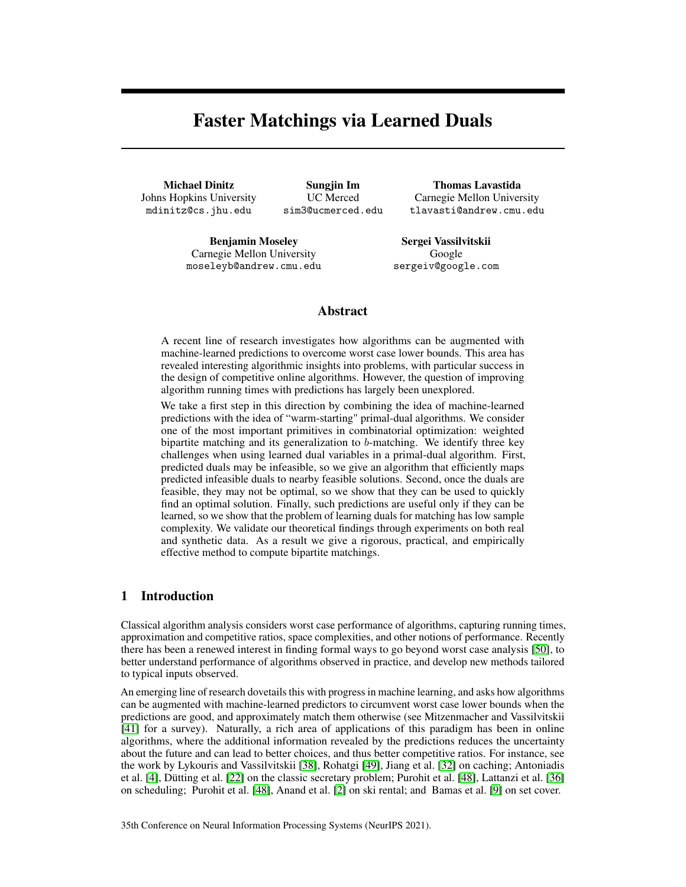# Faster Matchings via Learned Duals

**Michael Dinitz**
Johns Hopkins University
mdinitz@cs.jhu.edu

**Sungjin Im**
UC Merced
sim3@ucmerced.edu

**Thomas Lavastida**
Carnegie Mellon University
tlavasti@andrew.cmu.edu

**Benjamin Moseley**
Carnegie Mellon University
moseleyb@andrew.cmu.edu

**Sergei Vassilvitskii**
Google
sergeiv@google.com

## Abstract

A recent line of research investigates how algorithms can be augmented with machine-learned predictions to overcome worst case lower bounds. This area has revealed interesting algorithmic insights into problems, with particular success in the design of competitive online algorithms. However, the question of improving algorithm running times with predictions has largely been unexplored.

We take a first step in this direction by combining the idea of machine-learned predictions with the idea of "warm-starting" primal-dual algorithms. We consider one of the most important primitives in combinatorial optimization: weighted bipartite matching and its generalization to $b$-matching. We identify three key challenges when using learned dual variables in a primal-dual algorithm. First, predicted duals may be infeasible, so we give an algorithm that efficiently maps predicted infeasible duals to nearby feasible solutions. Second, once the duals are feasible, they may not be optimal, so we show that they can be used to quickly find an optimal solution. Finally, such predictions are useful only if they can be learned, so we show that the problem of learning duals for matching has low sample complexity. We validate our theoretical findings through experiments on both real and synthetic data. As a result we give a rigorous, practical, and empirically effective method to compute bipartite matchings.

## 1 Introduction

Classical algorithm analysis considers worst case performance of algorithms, capturing running times, approximation and competitive ratios, space complexities, and other notions of performance. Recently there has been a renewed interest in finding formal ways to go beyond worst case analysis [50], to better understand performance of algorithms observed in practice, and develop new methods tailored to typical inputs observed.

An emerging line of research dovetails this with progress in machine learning, and asks how algorithms can be augmented with machine-learned predictors to circumvent worst case lower bounds when the predictions are good, and approximately match them otherwise (see Mitzenmacher and Vassilvitskii [41] for a survey). Naturally, a rich area of applications of this paradigm has been in online algorithms, where the additional information revealed by the predictions reduces the uncertainty about the future and can lead to better choices, and thus better competitive ratios. For instance, see the work by Lykouris and Vassilvitskii [38], Rohatgi [49], Jiang et al. [32] on caching; Antoniadis et al. [4], Dütting et al. [22] on the classic secretary problem; Purohit et al. [48], Lattanzi et al. [36] on scheduling; Purohit et al. [48], Anand et al. [2] on ski rental; and Bamas et al. [9] on set cover.

35th Conference on Neural Information Processing Systems (NeurIPS 2021).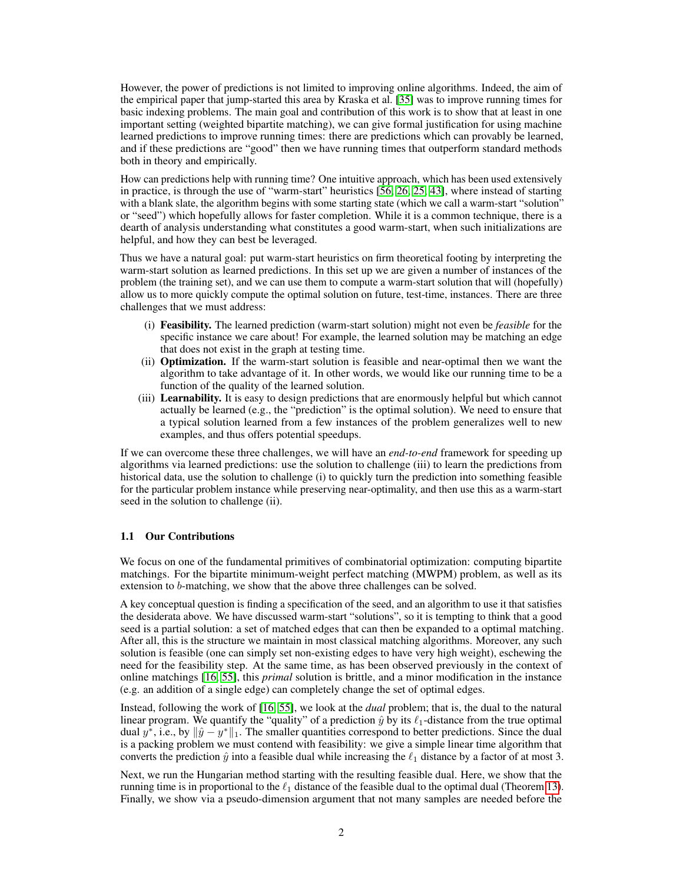However, the power of predictions is not limited to improving online algorithms. Indeed, the aim of the empirical paper that jump-started this area by Kraska et al. [35] was to improve running times for basic indexing problems. The main goal and contribution of this work is to show that at least in one important setting (weighted bipartite matching), we can give formal justification for using machine learned predictions to improve running times: there are predictions which can provably be learned, and if these predictions are "good" then we have running times that outperform standard methods both in theory and empirically.

How can predictions help with running time? One intuitive approach, which has been used extensively in practice, is through the use of "warm-start" heuristics [56, 26, 25, 43], where instead of starting with a blank slate, the algorithm begins with some starting state (which we call a warm-start "solution" or "seed") which hopefully allows for faster completion. While it is a common technique, there is a dearth of analysis understanding what constitutes a good warm-start, when such initializations are helpful, and how they can best be leveraged.

Thus we have a natural goal: put warm-start heuristics on firm theoretical footing by interpreting the warm-start solution as learned predictions. In this set up we are given a number of instances of the problem (the training set), and we can use them to compute a warm-start solution that will (hopefully) allow us to more quickly compute the optimal solution on future, test-time, instances. There are three challenges that we must address:

(i) **Feasibility.** The learned prediction (warm-start solution) might not even be *feasible* for the specific instance we care about! For example, the learned solution may be matching an edge that does not exist in the graph at testing time.

(ii) **Optimization.** If the warm-start solution is feasible and near-optimal then we want the algorithm to take advantage of it. In other words, we would like our running time to be a function of the quality of the learned solution.

(iii) **Learnability.** It is easy to design predictions that are enormously helpful but which cannot actually be learned (e.g., the "prediction" is the optimal solution). We need to ensure that a typical solution learned from a few instances of the problem generalizes well to new examples, and thus offers potential speedups.

If we can overcome these three challenges, we will have an *end-to-end* framework for speeding up algorithms via learned predictions: use the solution to challenge (iii) to learn the predictions from historical data, use the solution to challenge (i) to quickly turn the prediction into something feasible for the particular problem instance while preserving near-optimality, and then use this as a warm-start seed in the solution to challenge (ii).

### 1.1 Our Contributions

We focus on one of the fundamental primitives of combinatorial optimization: computing bipartite matchings. For the bipartite minimum-weight perfect matching (MWPM) problem, as well as its extension to $b$-matching, we show that the above three challenges can be solved.

A key conceptual question is finding a specification of the seed, and an algorithm to use it that satisfies the desiderata above. We have discussed warm-start "solutions", so it is tempting to think that a good seed is a partial solution: a set of matched edges that can then be expanded to a optimal matching. After all, this is the structure we maintain in most classical matching algorithms. Moreover, any such solution is feasible (one can simply set non-existing edges to have very high weight), eschewing the need for the feasibility step. At the same time, as has been observed previously in the context of online matchings [16, 55], this *primal* solution is brittle, and a minor modification in the instance (e.g. an addition of a single edge) can completely change the set of optimal edges.

Instead, following the work of [16, 55], we look at the *dual* problem; that is, the dual to the natural linear program. We quantify the "quality" of a prediction $\hat{y}$ by its $\ell_1$-distance from the true optimal dual $y^*$, i.e., by $\|\hat{y} - y^*\|_1$. The smaller quantities correspond to better predictions. Since the dual is a packing problem we must contend with feasibility: we give a simple linear time algorithm that converts the prediction $\hat{y}$ into a feasible dual while increasing the $\ell_1$ distance by a factor of at most 3.

Next, we run the Hungarian method starting with the resulting feasible dual. Here, we show that the running time is in proportional to the $\ell_1$ distance of the feasible dual to the optimal dual (Theorem 13). Finally, we show via a pseudo-dimension argument that not many samples are needed before the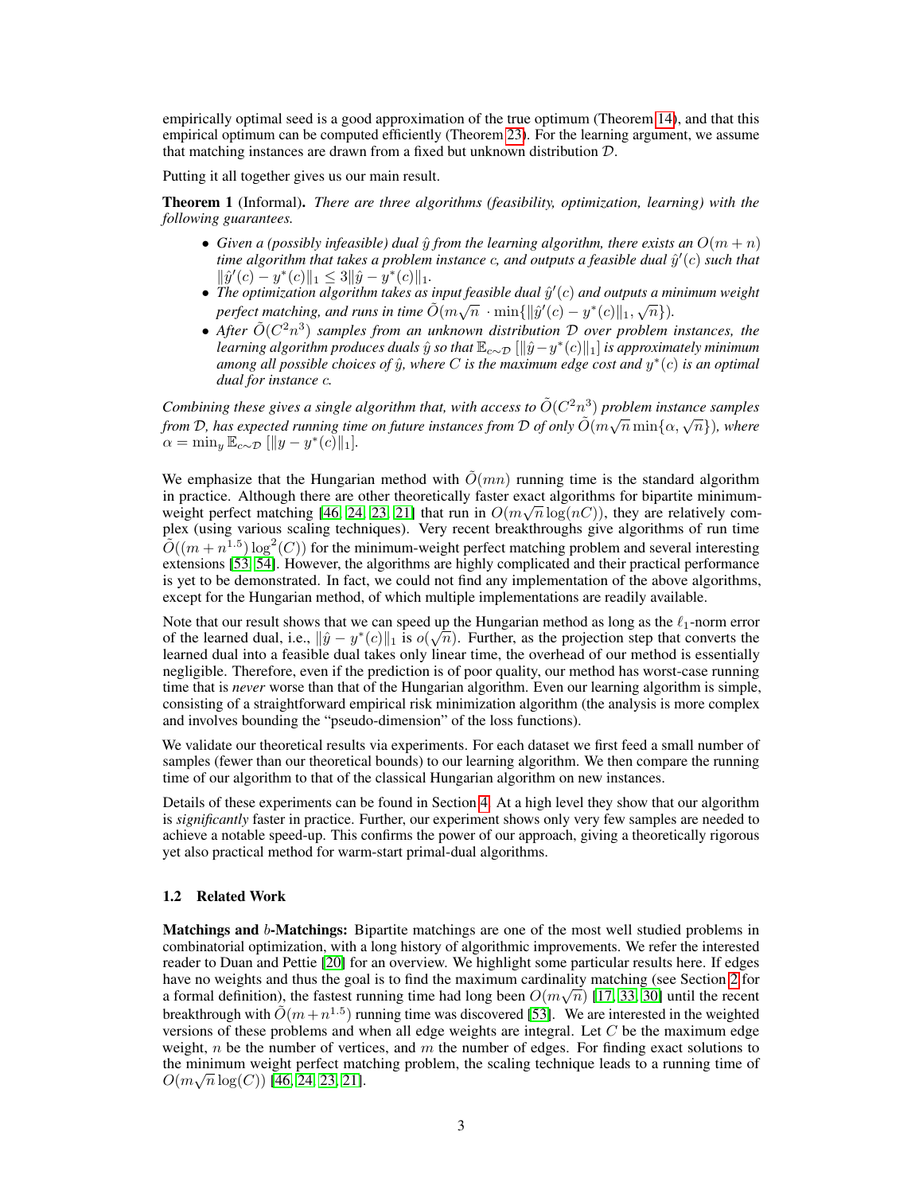empirically optimal seed is a good approximation of the true optimum (Theorem 14), and that this empirical optimum can be computed efficiently (Theorem 23). For the learning argument, we assume that matching instances are drawn from a fixed but unknown distribution $\mathcal{D}$.

Putting it all together gives us our main result.

**Theorem 1** (Informal). *There are three algorithms (feasibility, optimization, learning) with the following guarantees.*

- *Given a (possibly infeasible) dual $\hat{y}$ from the learning algorithm, there exists an $O(m+n)$ time algorithm that takes a problem instance $c$, and outputs a feasible dual $\hat{y}'(c)$ such that $\|\hat{y}'(c) - y^*(c)\|_1 \leq 3\|\hat{y} - y^*(c)\|_1$.*
- *The optimization algorithm takes as input feasible dual $\hat{y}'(c)$ and outputs a minimum weight perfect matching, and runs in time $\tilde{O}(m\sqrt{n} \cdot \min\{\|\hat{y}'(c) - y^*(c)\|_1, \sqrt{n}\})$.*
- *After $\tilde{O}(C^2 n^3)$ samples from an unknown distribution $\mathcal{D}$ over problem instances, the learning algorithm produces duals $\hat{y}$ so that $\mathbb{E}_{c\sim\mathcal{D}}[\|\hat{y} - y^*(c)\|_1]$ is approximately minimum among all possible choices of $\hat{y}$, where $C$ is the maximum edge cost and $y^*(c)$ is an optimal dual for instance $c$.*

*Combining these gives a single algorithm that, with access to $\tilde{O}(C^2 n^3)$ problem instance samples from $\mathcal{D}$, has expected running time on future instances from $\mathcal{D}$ of only $\tilde{O}(m\sqrt{n}\min\{\alpha, \sqrt{n}\})$, where $\alpha = \min_y \mathbb{E}_{c\sim\mathcal{D}}[\|y - y^*(c)\|_1]$.*

We emphasize that the Hungarian method with $\tilde{O}(mn)$ running time is the standard algorithm in practice. Although there are other theoretically faster exact algorithms for bipartite minimum-weight perfect matching [46, 24, 23, 21] that run in $O(m\sqrt{n}\log(nC))$, they are relatively complex (using various scaling techniques). Very recent breakthroughs give algorithms of run time $\tilde{O}((m + n^{1.5})\log^2(C))$ for the minimum-weight perfect matching problem and several interesting extensions [53, 54]. However, the algorithms are highly complicated and their practical performance is yet to be demonstrated. In fact, we could not find any implementation of the above algorithms, except for the Hungarian method, of which multiple implementations are readily available.

Note that our result shows that we can speed up the Hungarian method as long as the $\ell_1$-norm error of the learned dual, i.e., $\|\hat{y} - y^*(c)\|_1$ is $o(\sqrt{n})$. Further, as the projection step that converts the learned dual into a feasible dual takes only linear time, the overhead of our method is essentially negligible. Therefore, even if the prediction is of poor quality, our method has worst-case running time that is *never* worse than that of the Hungarian algorithm. Even our learning algorithm is simple, consisting of a straightforward empirical risk minimization algorithm (the analysis is more complex and involves bounding the "pseudo-dimension" of the loss functions).

We validate our theoretical results via experiments. For each dataset we first feed a small number of samples (fewer than our theoretical bounds) to our learning algorithm. We then compare the running time of our algorithm to that of the classical Hungarian algorithm on new instances.

Details of these experiments can be found in Section 4. At a high level they show that our algorithm is *significantly* faster in practice. Further, our experiment shows only very few samples are needed to achieve a notable speed-up. This confirms the power of our approach, giving a theoretically rigorous yet also practical method for warm-start primal-dual algorithms.

### 1.2 Related Work

**Matchings and $b$-Matchings:** Bipartite matchings are one of the most well studied problems in combinatorial optimization, with a long history of algorithmic improvements. We refer the interested reader to Duan and Pettie [20] for an overview. We highlight some particular results here. If edges have no weights and thus the goal is to find the maximum cardinality matching (see Section 2 for a formal definition), the fastest running time had long been $O(m\sqrt{n})$ [17, 33, 30] until the recent breakthrough with $\tilde{O}(m + n^{1.5})$ running time was discovered [53]. We are interested in the weighted versions of these problems and when all edge weights are integral. Let $C$ be the maximum edge weight, $n$ be the number of vertices, and $m$ the number of edges. For finding exact solutions to the minimum weight perfect matching problem, the scaling technique leads to a running time of $O(m\sqrt{n}\log(C))$ [46, 24, 23, 21].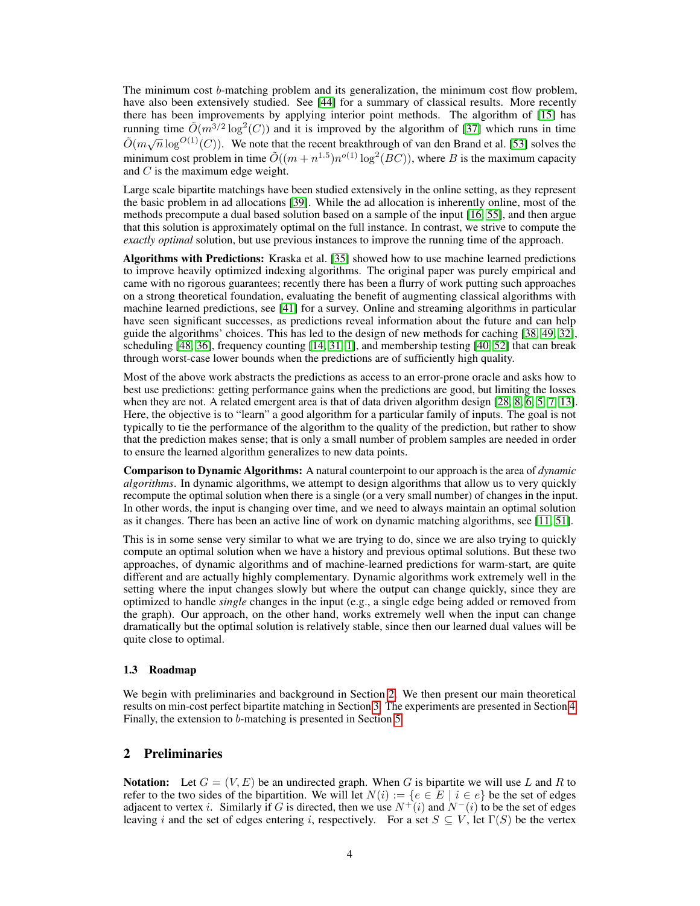The minimum cost $b$-matching problem and its generalization, the minimum cost flow problem, have also been extensively studied. See [44] for a summary of classical results. More recently there has been improvements by applying interior point methods. The algorithm of [15] has running time $\tilde{O}(m^{3/2}\log^2(C))$ and it is improved by the algorithm of [37] which runs in time $\tilde{O}(m\sqrt{n}\log^{O(1)}(C))$. We note that the recent breakthrough of van den Brand et al. [53] solves the minimum cost problem in time $\tilde{O}((m + n^{1.5})n^{o(1)}\log^2(BC))$, where $B$ is the maximum capacity and $C$ is the maximum edge weight.

Large scale bipartite matchings have been studied extensively in the online setting, as they represent the basic problem in ad allocations [39]. While the ad allocation is inherently online, most of the methods precompute a dual based solution based on a sample of the input [16, 55], and then argue that this solution is approximately optimal on the full instance. In contrast, we strive to compute the *exactly optimal* solution, but use previous instances to improve the running time of the approach.

**Algorithms with Predictions:** Kraska et al. [35] showed how to use machine learned predictions to improve heavily optimized indexing algorithms. The original paper was purely empirical and came with no rigorous guarantees; recently there has been a flurry of work putting such approaches on a strong theoretical foundation, evaluating the benefit of augmenting classical algorithms with machine learned predictions, see [41] for a survey. Online and streaming algorithms in particular have seen significant successes, as predictions reveal information about the future and can help guide the algorithms' choices. This has led to the design of new methods for caching [38, 49, 32], scheduling [48, 36], frequency counting [14, 31, 1], and membership testing [40, 52] that can break through worst-case lower bounds when the predictions are of sufficiently high quality.

Most of the above work abstracts the predictions as access to an error-prone oracle and asks how to best use predictions: getting performance gains when the predictions are good, but limiting the losses when they are not. A related emergent area is that of data driven algorithm design [28, 8, 6, 5, 7, 13]. Here, the objective is to "learn" a good algorithm for a particular family of inputs. The goal is not typically to tie the performance of the algorithm to the quality of the prediction, but rather to show that the prediction makes sense; that is only a small number of problem samples are needed in order to ensure the learned algorithm generalizes to new data points.

**Comparison to Dynamic Algorithms:** A natural counterpoint to our approach is the area of *dynamic algorithms*. In dynamic algorithms, we attempt to design algorithms that allow us to very quickly recompute the optimal solution when there is a single (or a very small number) of changes in the input. In other words, the input is changing over time, and we need to always maintain an optimal solution as it changes. There has been an active line of work on dynamic matching algorithms, see [11, 51].

This is in some sense very similar to what we are trying to do, since we are also trying to quickly compute an optimal solution when we have a history and previous optimal solutions. But these two approaches, of dynamic algorithms and of machine-learned predictions for warm-start, are quite different and are actually highly complementary. Dynamic algorithms work extremely well in the setting where the input changes slowly but where the output can change quickly, since they are optimized to handle *single* changes in the input (e.g., a single edge being added or removed from the graph). Our approach, on the other hand, works extremely well when the input can change dramatically but the optimal solution is relatively stable, since then our learned dual values will be quite close to optimal.

### 1.3 Roadmap

We begin with preliminaries and background in Section 2. We then present our main theoretical results on min-cost perfect bipartite matching in Section 3. The experiments are presented in Section 4. Finally, the extension to $b$-matching is presented in Section 5.

## 2 Preliminaries

**Notation:** Let $G = (V, E)$ be an undirected graph. When $G$ is bipartite we will use $L$ and $R$ to refer to the two sides of the bipartition. We will let $N(i) := \{e \in E \mid i \in e\}$ be the set of edges adjacent to vertex $i$. Similarly if $G$ is directed, then we use $N^+(i)$ and $N^-(i)$ to be the set of edges leaving $i$ and the set of edges entering $i$, respectively. For a set $S \subseteq V$, let $\Gamma(S)$ be the vertex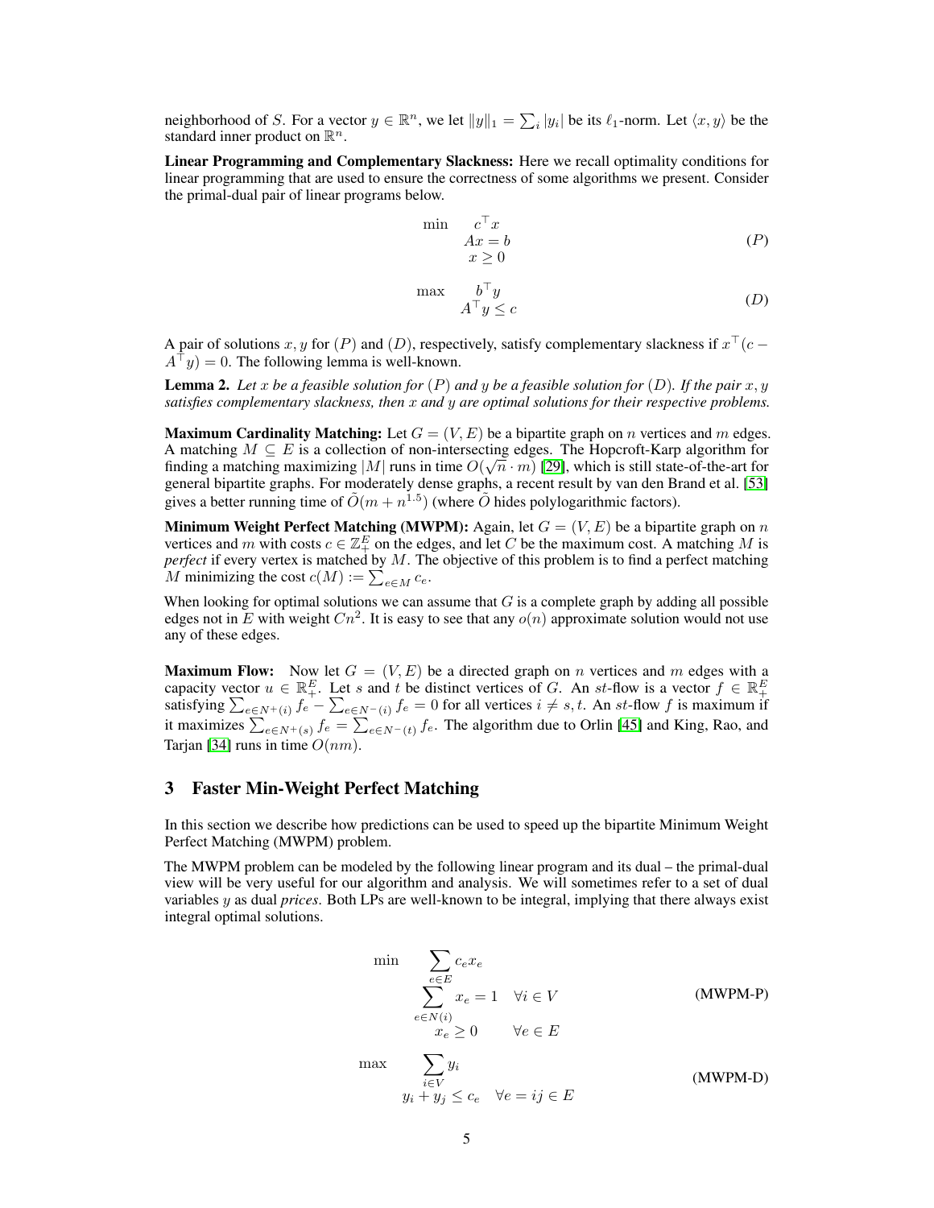neighborhood of $S$. For a vector $y \in \mathbb{R}^n$, we let $\|y\|_1 = \sum_i |y_i|$ be its $\ell_1$-norm. Let $\langle x, y \rangle$ be the standard inner product on $\mathbb{R}^n$.

**Linear Programming and Complementary Slackness:** Here we recall optimality conditions for linear programming that are used to ensure the correctness of some algorithms we present. Consider the primal-dual pair of linear programs below.

$$\begin{aligned} \min \quad & c^\top x \\ & Ax = b \\ & x \geq 0 \end{aligned} \tag{$P$}$$

$$\begin{aligned} \max \quad & b^\top y \\ & A^\top y \leq c \end{aligned} \tag{$D$}$$

A pair of solutions $x, y$ for $(P)$ and $(D)$, respectively, satisfy complementary slackness if $x^\top(c - A^\top y) = 0$. The following lemma is well-known.

**Lemma 2.** *Let $x$ be a feasible solution for $(P)$ and $y$ be a feasible solution for $(D)$. If the pair $x, y$ satisfies complementary slackness, then $x$ and $y$ are optimal solutions for their respective problems.*

**Maximum Cardinality Matching:** Let $G = (V, E)$ be a bipartite graph on $n$ vertices and $m$ edges. A matching $M \subseteq E$ is a collection of non-intersecting edges. The Hopcroft-Karp algorithm for finding a matching maximizing $|M|$ runs in time $O(\sqrt{n} \cdot m)$ [29], which is still state-of-the-art for general bipartite graphs. For moderately dense graphs, a recent result by van den Brand et al. [53] gives a better running time of $\tilde{O}(m + n^{1.5})$ (where $\tilde{O}$ hides polylogarithmic factors).

**Minimum Weight Perfect Matching (MWPM):** Again, let $G = (V, E)$ be a bipartite graph on $n$ vertices and $m$ with costs $c \in \mathbb{Z}_+^E$ on the edges, and let $C$ be the maximum cost. A matching $M$ is *perfect* if every vertex is matched by $M$. The objective of this problem is to find a perfect matching $M$ minimizing the cost $c(M) := \sum_{e \in M} c_e$.

When looking for optimal solutions we can assume that $G$ is a complete graph by adding all possible edges not in $E$ with weight $Cn^2$. It is easy to see that any $o(n)$ approximate solution would not use any of these edges.

**Maximum Flow:** Now let $G = (V, E)$ be a directed graph on $n$ vertices and $m$ edges with a capacity vector $u \in \mathbb{R}_+^E$. Let $s$ and $t$ be distinct vertices of $G$. An $st$-flow is a vector $f \in \mathbb{R}_+^E$ satisfying $\sum_{e \in N^+(i)} f_e - \sum_{e \in N^-(i)} f_e = 0$ for all vertices $i \neq s, t$. An $st$-flow $f$ is maximum if it maximizes $\sum_{e \in N^+(s)} f_e = \sum_{e \in N^-(t)} f_e$. The algorithm due to Orlin [45] and King, Rao, and Tarjan [34] runs in time $O(nm)$.

## 3 Faster Min-Weight Perfect Matching

In this section we describe how predictions can be used to speed up the bipartite Minimum Weight Perfect Matching (MWPM) problem.

The MWPM problem can be modeled by the following linear program and its dual – the primal-dual view will be very useful for our algorithm and analysis. We will sometimes refer to a set of dual variables $y$ as dual *prices*. Both LPs are well-known to be integral, implying that there always exist integral optimal solutions.

$$\begin{aligned} \min \quad & \sum_{e \in E} c_e x_e \\ & \sum_{e \in N(i)} x_e = 1 \quad \forall i \in V \\ & x_e \geq 0 \qquad \forall e \in E \end{aligned} \tag{MWPM-P}$$

$$\begin{aligned} \max \quad & \sum_{i \in V} y_i \\ & y_i + y_j \leq c_e \quad \forall e = ij \in E \end{aligned} \tag{MWPM-D}$$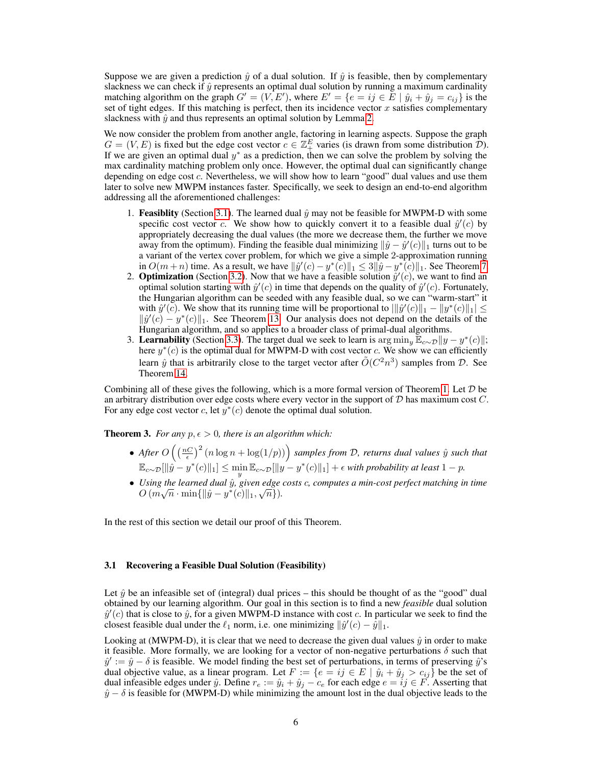Suppose we are given a prediction $\hat{y}$ of a dual solution. If $\hat{y}$ is feasible, then by complementary slackness we can check if $\hat{y}$ represents an optimal dual solution by running a maximum cardinality matching algorithm on the graph $G' = (V, E')$, where $E' = \{e = ij \in E \mid \hat{y}_i + \hat{y}_j = c_{ij}\}$ is the set of tight edges. If this matching is perfect, then its incidence vector $x$ satisfies complementary slackness with $\hat{y}$ and thus represents an optimal solution by Lemma 2.

We now consider the problem from another angle, factoring in learning aspects. Suppose the graph $G = (V, E)$ is fixed but the edge cost vector $c \in \mathbb{Z}_+^E$ varies (is drawn from some distribution $\mathcal{D}$). If we are given an optimal dual $y^*$ as a prediction, then we can solve the problem by solving the max cardinality matching problem only once. However, the optimal dual can significantly change depending on edge cost $c$. Nevertheless, we will show how to learn "good" dual values and use them later to solve new MWPM instances faster. Specifically, we seek to design an end-to-end algorithm addressing all the aforementioned challenges:

1. **Feasiblity** (Section 3.1). The learned dual $\hat{y}$ may not be feasible for MWPM-D with some specific cost vector $c$. We show how to quickly convert it to a feasible dual $\hat{y}'(c)$ by appropriately decreasing the dual values (the more we decrease them, the further we move away from the optimum). Finding the feasible dual minimizing $\|\hat{y} - \hat{y}'(c)\|_1$ turns out to be a variant of the vertex cover problem, for which we give a simple 2-approximation running in $O(m + n)$ time. As a result, we have $\|\hat{y}'(c) - y^*(c)\|_1 \le 3\|\hat{y} - y^*(c)\|_1$. See Theorem 7.
2. **Optimization** (Section 3.2). Now that we have a feasible solution $\hat{y}'(c)$, we want to find an optimal solution starting with $\hat{y}'(c)$ in time that depends on the quality of $\hat{y}'(c)$. Fortunately, the Hungarian algorithm can be seeded with any feasible dual, so we can "warm-start" it with $\hat{y}'(c)$. We show that its running time will be proportional to $|\|\hat{y}'(c)\|_1 - \|y^*(c)\|_1| \le \|\hat{y}'(c) - y^*(c)\|_1$. See Theorem 13. Our analysis does not depend on the details of the Hungarian algorithm, and so applies to a broader class of primal-dual algorithms.
3. **Learnability** (Section 3.3). The target dual we seek to learn is $\arg\min_y \mathbb{E}_{c\sim\mathcal{D}}\|y - y^*(c)\|$; here $y^*(c)$ is the optimal dual for MWPM-D with cost vector $c$. We show we can efficiently learn $\hat{y}$ that is arbitrarily close to the target vector after $\tilde{O}(C^2n^3)$ samples from $\mathcal{D}$. See Theorem 14.

Combining all of these gives the following, which is a more formal version of Theorem 1. Let $\mathcal{D}$ be an arbitrary distribution over edge costs where every vector in the support of $\mathcal{D}$ has maximum cost $C$. For any edge cost vector $c$, let $y^*(c)$ denote the optimal dual solution.

**Theorem 3.** *For any $p, \epsilon > 0$, there is an algorithm which:*

- *After $O\left(\left(\frac{nC}{\epsilon}\right)^2 (n \log n + \log(1/p))\right)$ samples from $\mathcal{D}$, returns dual values $\hat{y}$ such that $\mathbb{E}_{c\sim\mathcal{D}}[\|\hat{y} - y^*(c)\|_1] \le \min_y \mathbb{E}_{c\sim\mathcal{D}}[\|y - y^*(c)\|_1] + \epsilon$ with probability at least $1 - p$.*
- *Using the learned dual $\hat{y}$, given edge costs $c$, computes a min-cost perfect matching in time $O\left(m\sqrt{n} \cdot \min\{\|\hat{y} - y^*(c)\|_1, \sqrt{n}\}\right)$.*

In the rest of this section we detail our proof of this Theorem.

### 3.1 Recovering a Feasible Dual Solution (Feasibility)

Let $\hat{y}$ be an infeasible set of (integral) dual prices – this should be thought of as the "good" dual obtained by our learning algorithm. Our goal in this section is to find a new *feasible* dual solution $\hat{y}'(c)$ that is close to $\hat{y}$, for a given MWPM-D instance with cost $c$. In particular we seek to find the closest feasible dual under the $\ell_1$ norm, i.e. one minimizing $\|\hat{y}'(c) - \hat{y}\|_1$.

Looking at (MWPM-D), it is clear that we need to decrease the given dual values $\hat{y}$ in order to make it feasible. More formally, we are looking for a vector of non-negative perturbations $\delta$ such that $\hat{y}' := \hat{y} - \delta$ is feasible. We model finding the best set of perturbations, in terms of preserving $\hat{y}$'s dual objective value, as a linear program. Let $F := \{e = ij \in E \mid \hat{y}_i + \hat{y}_j > c_{ij}\}$ be the set of dual infeasible edges under $\hat{y}$. Define $r_e := \hat{y}_i + \hat{y}_j - c_e$ for each edge $e = ij \in F$. Asserting that $\hat{y} - \delta$ is feasible for (MWPM-D) while minimizing the amount lost in the dual objective leads to the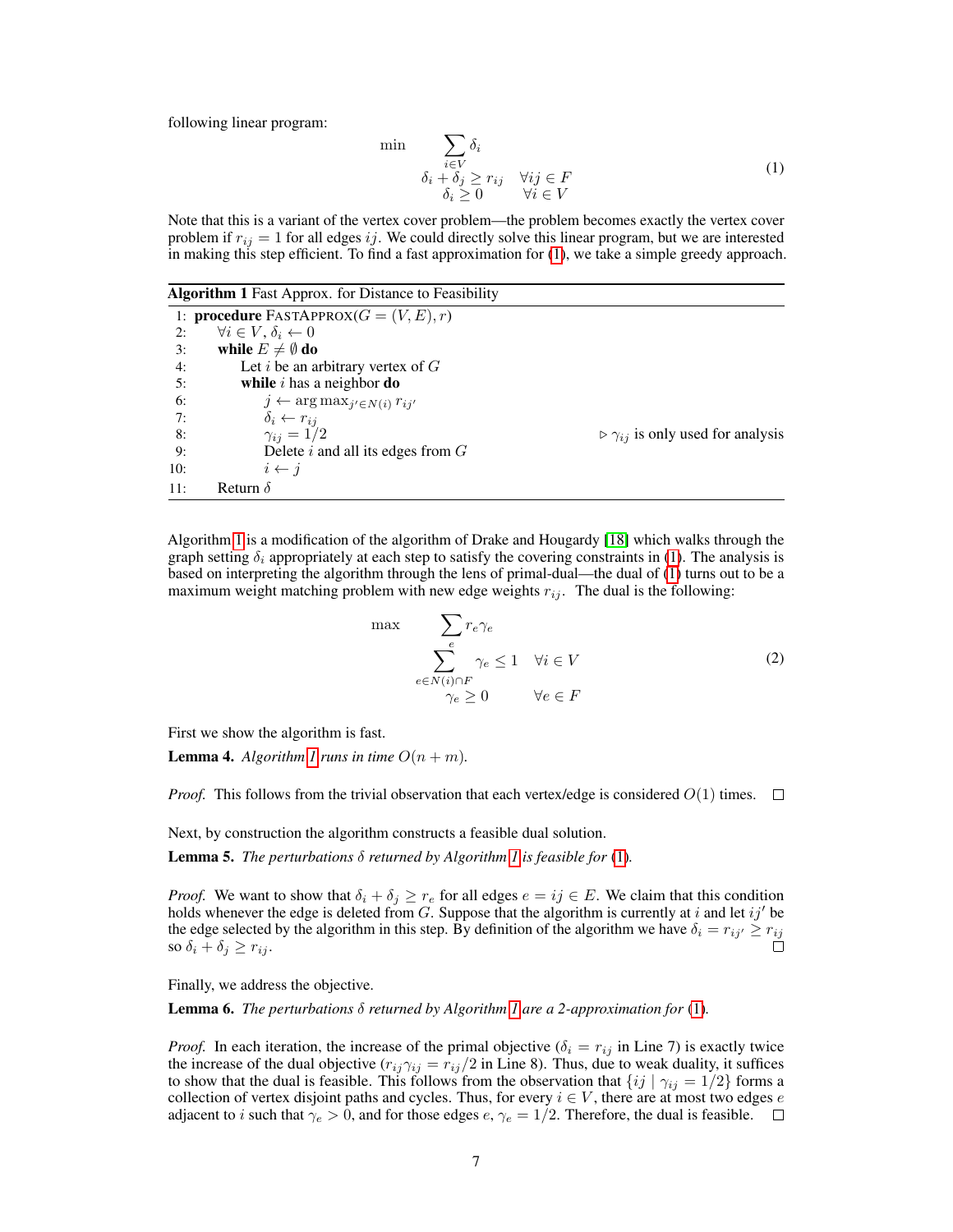following linear program:

$$
\begin{aligned}
\min \quad & \sum_{i \in V} \delta_i \\
& \delta_i + \delta_j \geq r_{ij} \quad \forall ij \in F \\
& \delta_i \geq 0 \quad \forall i \in V
\end{aligned}
\tag{1}
$$

Note that this is a variant of the vertex cover problem—the problem becomes exactly the vertex cover problem if $r_{ij} = 1$ for all edges $ij$. We could directly solve this linear program, but we are interested in making this step efficient. To find a fast approximation for (1), we take a simple greedy approach.

**Algorithm 1** Fast Approx. for Distance to Feasibility

```
1: procedure FASTAPPROX(G = (V, E), r)
2:     ∀i ∈ V, δ_i ← 0
3:     while E ≠ ∅ do
4:         Let i be an arbitrary vertex of G
5:         while i has a neighbor do
6:             j ← arg max_{j'∈N(i)} r_{ij'}
7:             δ_i ← r_{ij}
8:             γ_{ij} = 1/2                          ▷ γ_{ij} is only used for analysis
9:             Delete i and all its edges from G
10:            i ← j
11:    Return δ
```

Algorithm 1 is a modification of the algorithm of Drake and Hougardy [18] which walks through the graph setting $\delta_i$ appropriately at each step to satisfy the covering constraints in (1). The analysis is based on interpreting the algorithm through the lens of primal-dual—the dual of (1) turns out to be a maximum weight matching problem with new edge weights $r_{ij}$. The dual is the following:

$$
\begin{aligned}
\max \quad & \sum_{e} r_e \gamma_e \\
& \sum_{e \in N(i) \cap F} \gamma_e \leq 1 \quad \forall i \in V \\
& \gamma_e \geq 0 \quad \forall e \in F
\end{aligned}
\tag{2}
$$

First we show the algorithm is fast.

**Lemma 4.** *Algorithm 1 runs in time $O(n + m)$.*

*Proof.* This follows from the trivial observation that each vertex/edge is considered $O(1)$ times. □

Next, by construction the algorithm constructs a feasible dual solution.

**Lemma 5.** *The perturbations $\delta$ returned by Algorithm 1 is feasible for (1).*

*Proof.* We want to show that $\delta_i + \delta_j \geq r_e$ for all edges $e = ij \in E$. We claim that this condition holds whenever the edge is deleted from $G$. Suppose that the algorithm is currently at $i$ and let $ij'$ be the edge selected by the algorithm in this step. By definition of the algorithm we have $\delta_i = r_{ij'} \geq r_{ij}$ so $\delta_i + \delta_j \geq r_{ij}$. □

Finally, we address the objective.

**Lemma 6.** *The perturbations $\delta$ returned by Algorithm 1 are a 2-approximation for (1).*

*Proof.* In each iteration, the increase of the primal objective ($\delta_i = r_{ij}$ in Line 7) is exactly twice the increase of the dual objective ($r_{ij}\gamma_{ij} = r_{ij}/2$ in Line 8). Thus, due to weak duality, it suffices to show that the dual is feasible. This follows from the observation that $\{ij \mid \gamma_{ij} = 1/2\}$ forms a collection of vertex disjoint paths and cycles. Thus, for every $i \in V$, there are at most two edges $e$ adjacent to $i$ such that $\gamma_e > 0$, and for those edges $e$, $\gamma_e = 1/2$. Therefore, the dual is feasible. □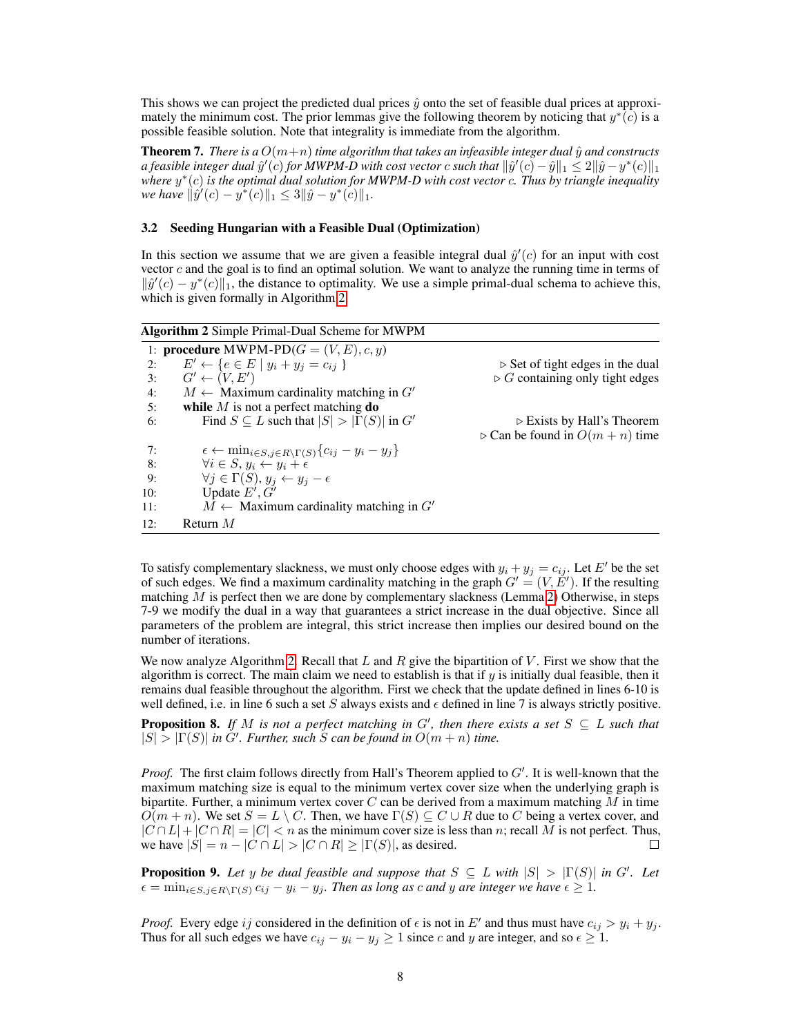This shows we can project the predicted dual prices $\hat{y}$ onto the set of feasible dual prices at approximately the minimum cost. The prior lemmas give the following theorem by noticing that $y^*(c)$ is a possible feasible solution. Note that integrality is immediate from the algorithm.

**Theorem 7.** *There is a $O(m+n)$ time algorithm that takes an infeasible integer dual $\hat{y}$ and constructs a feasible integer dual $\hat{y}'(c)$ for MWPM-D with cost vector $c$ such that $\|\hat{y}'(c) - \hat{y}\|_1 \leq 2\|\hat{y} - y^*(c)\|_1$ where $y^*(c)$ is the optimal dual solution for MWPM-D with cost vector $c$. Thus by triangle inequality we have $\|\hat{y}'(c) - y^*(c)\|_1 \leq 3\|\hat{y} - y^*(c)\|_1$.*

### 3.2 Seeding Hungarian with a Feasible Dual (Optimization)

In this section we assume that we are given a feasible integral dual $\hat{y}'(c)$ for an input with cost vector $c$ and the goal is to find an optimal solution. We want to analyze the running time in terms of $\|\hat{y}'(c) - y^*(c)\|_1$, the distance to optimality. We use a simple primal-dual schema to achieve this, which is given formally in Algorithm 2.

**Algorithm 2** Simple Primal-Dual Scheme for MWPM

```
 1: procedure MWPM-PD(G = (V, E), c, y)
 2:     E' ← {e ∈ E | y_i + y_j = c_ij }                 ▷ Set of tight edges in the dual
 3:     G' ← (V, E')                                     ▷ G containing only tight edges
 4:     M ← Maximum cardinality matching in G'
 5:     while M is not a perfect matching do
 6:         Find S ⊆ L such that |S| > |Γ(S)| in G'      ▷ Exists by Hall's Theorem
                                                         ▷ Can be found in O(m + n) time
 7:         ε ← min_{i∈S, j∈R\Γ(S)} {c_ij − y_i − y_j}
 8:         ∀i ∈ S, y_i ← y_i + ε
 9:         ∀j ∈ Γ(S), y_j ← y_j − ε
10:         Update E', G'
11:         M ← Maximum cardinality matching in G'
12:     Return M
```

To satisfy complementary slackness, we must only choose edges with $y_i + y_j = c_{ij}$. Let $E'$ be the set of such edges. We find a maximum cardinality matching in the graph $G' = (V, E')$. If the resulting matching $M$ is perfect then we are done by complementary slackness (Lemma 2) Otherwise, in steps 7-9 we modify the dual in a way that guarantees a strict increase in the dual objective. Since all parameters of the problem are integral, this strict increase then implies our desired bound on the number of iterations.

We now analyze Algorithm 2. Recall that $L$ and $R$ give the bipartition of $V$. First we show that the algorithm is correct. The main claim we need to establish is that if $y$ is initially dual feasible, then it remains dual feasible throughout the algorithm. First we check that the update defined in lines 6-10 is well defined, i.e. in line 6 such a set $S$ always exists and $\epsilon$ defined in line 7 is always strictly positive.

**Proposition 8.** *If $M$ is not a perfect matching in $G'$, then there exists a set $S \subseteq L$ such that $|S| > |\Gamma(S)|$ in $G'$. Further, such $S$ can be found in $O(m+n)$ time.*

*Proof.* The first claim follows directly from Hall's Theorem applied to $G'$. It is well-known that the maximum matching size is equal to the minimum vertex cover size when the underlying graph is bipartite. Further, a minimum vertex cover $C$ can be derived from a maximum matching $M$ in time $O(m+n)$. We set $S = L \setminus C$. Then, we have $\Gamma(S) \subseteq C \cup R$ due to $C$ being a vertex cover, and $|C \cap L| + |C \cap R| = |C| < n$ as the minimum cover size is less than $n$; recall $M$ is not perfect. Thus, we have $|S| = n - |C \cap L| > |C \cap R| \geq |\Gamma(S)|$, as desired. ∎

**Proposition 9.** *Let $y$ be dual feasible and suppose that $S \subseteq L$ with $|S| > |\Gamma(S)|$ in $G'$. Let $\epsilon = \min_{i \in S, j \in R \setminus \Gamma(S)} c_{ij} - y_i - y_j$. Then as long as $c$ and $y$ are integer we have $\epsilon \geq 1$.*

*Proof.* Every edge $ij$ considered in the definition of $\epsilon$ is not in $E'$ and thus must have $c_{ij} > y_i + y_j$. Thus for all such edges we have $c_{ij} - y_i - y_j \geq 1$ since $c$ and $y$ are integer, and so $\epsilon \geq 1$.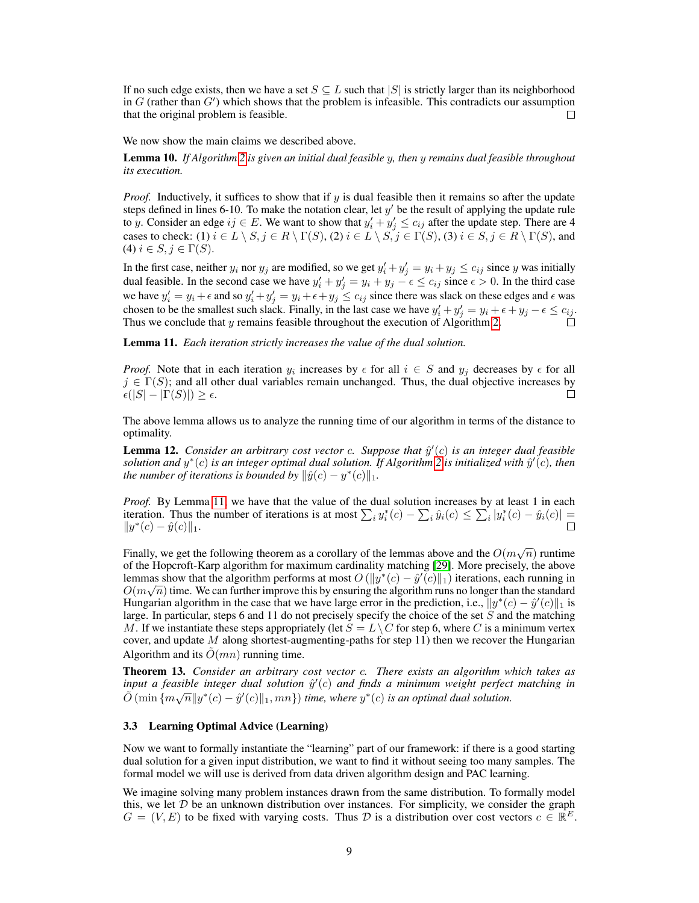If no such edge exists, then we have a set $S \subseteq L$ such that $|S|$ is strictly larger than its neighborhood in $G$ (rather than $G'$) which shows that the problem is infeasible. This contradicts our assumption that the original problem is feasible. □

We now show the main claims we described above.

**Lemma 10.** *If Algorithm 2 is given an initial dual feasible $y$, then $y$ remains dual feasible throughout its execution.*

*Proof.* Inductively, it suffices to show that if $y$ is dual feasible then it remains so after the update steps defined in lines 6-10. To make the notation clear, let $y'$ be the result of applying the update rule to $y$. Consider an edge $ij \in E$. We want to show that $y'_i + y'_j \leq c_{ij}$ after the update step. There are 4 cases to check: (1) $i \in L \setminus S, j \in R \setminus \Gamma(S)$, (2) $i \in L \setminus S, j \in \Gamma(S)$, (3) $i \in S, j \in R \setminus \Gamma(S)$, and (4) $i \in S, j \in \Gamma(S)$.

In the first case, neither $y_i$ nor $y_j$ are modified, so we get $y'_i + y'_j = y_i + y_j \leq c_{ij}$ since $y$ was initially dual feasible. In the second case we have $y'_i + y'_j = y_i + y_j - \epsilon \leq c_{ij}$ since $\epsilon > 0$. In the third case we have $y'_i = y_i + \epsilon$ and so $y'_i + y'_j = y_i + \epsilon + y_j \leq c_{ij}$ since there was slack on these edges and $\epsilon$ was chosen to be the smallest such slack. Finally, in the last case we have $y'_i + y'_j = y_i + \epsilon + y_j - \epsilon \leq c_{ij}$. Thus we conclude that $y$ remains feasible throughout the execution of Algorithm 2. □

**Lemma 11.** *Each iteration strictly increases the value of the dual solution.*

*Proof.* Note that in each iteration $y_i$ increases by $\epsilon$ for all $i \in S$ and $y_j$ decreases by $\epsilon$ for all $j \in \Gamma(S)$; and all other dual variables remain unchanged. Thus, the dual objective increases by $\epsilon(|S| - |\Gamma(S)|) \geq \epsilon$. □

The above lemma allows us to analyze the running time of our algorithm in terms of the distance to optimality.

**Lemma 12.** *Consider an arbitrary cost vector $c$. Suppose that $\hat{y}'(c)$ is an integer dual feasible solution and $y^*(c)$ is an integer optimal dual solution. If Algorithm 2 is initialized with $\hat{y}'(c)$, then the number of iterations is bounded by $\|\hat{y}(c) - y^*(c)\|_1$.*

*Proof.* By Lemma 11, we have that the value of the dual solution increases by at least 1 in each iteration. Thus the number of iterations is at most $\sum_i y^*_i(c) - \sum_i \hat{y}_i(c) \leq \sum_i |y^*_i(c) - \hat{y}_i(c)| = \|y^*(c) - \hat{y}(c)\|_1$. □

Finally, we get the following theorem as a corollary of the lemmas above and the $O(m\sqrt{n})$ runtime of the Hopcroft-Karp algorithm for maximum cardinality matching [29]. More precisely, the above lemmas show that the algorithm performs at most $O(\|y^*(c) - \hat{y}'(c)\|_1)$ iterations, each running in $O(m\sqrt{n})$ time. We can further improve this by ensuring the algorithm runs no longer than the standard Hungarian algorithm in the case that we have large error in the prediction, i.e., $\|y^*(c) - \hat{y}'(c)\|_1$ is large. In particular, steps 6 and 11 do not precisely specify the choice of the set $S$ and the matching $M$. If we instantiate these steps appropriately (let $S = L \setminus C$ for step 6, where $C$ is a minimum vertex cover, and update $M$ along shortest-augmenting-paths for step 11) then we recover the Hungarian Algorithm and its $\tilde{O}(mn)$ running time.

**Theorem 13.** *Consider an arbitrary cost vector $c$. There exists an algorithm which takes as input a feasible integer dual solution $\hat{y}'(c)$ and finds a minimum weight perfect matching in $\tilde{O}(\min\{m\sqrt{n}\|y^*(c) - \hat{y}'(c)\|_1, mn\})$ time, where $y^*(c)$ is an optimal dual solution.*

### 3.3 Learning Optimal Advice (Learning)

Now we want to formally instantiate the "learning" part of our framework: if there is a good starting dual solution for a given input distribution, we want to find it without seeing too many samples. The formal model we will use is derived from data driven algorithm design and PAC learning.

We imagine solving many problem instances drawn from the same distribution. To formally model this, we let $\mathcal{D}$ be an unknown distribution over instances. For simplicity, we consider the graph $G = (V, E)$ to be fixed with varying costs. Thus $\mathcal{D}$ is a distribution over cost vectors $c \in \mathbb{R}^E$.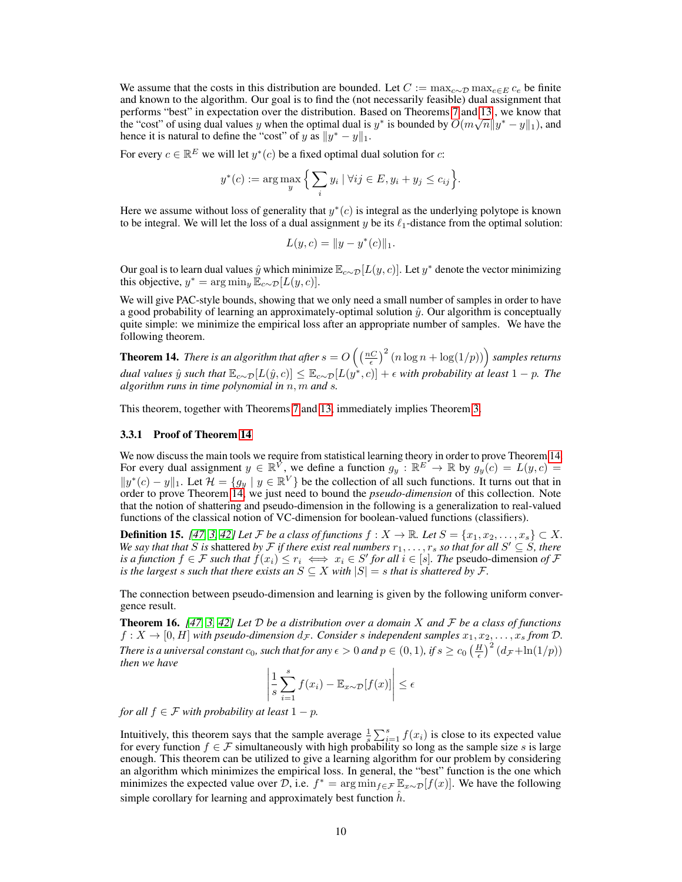We assume that the costs in this distribution are bounded. Let $C := \max_{c\sim\mathcal{D}} \max_{e\in E} c_e$ be finite and known to the algorithm. Our goal is to find the (not necessarily feasible) dual assignment that performs "best" in expectation over the distribution. Based on Theorems 7 and 13, we know that the "cost" of using dual values $y$ when the optimal dual is $y^*$ is bounded by $O(m\sqrt{n}\|y^* - y\|_1)$, and hence it is natural to define the "cost" of $y$ as $\|y^* - y\|_1$.

For every $c \in \mathbb{R}^E$ we will let $y^*(c)$ be a fixed optimal dual solution for $c$:

$$y^*(c) := \arg\max_y \Big\{ \sum_i y_i \mid \forall ij \in E, y_i + y_j \le c_{ij} \Big\}.$$

Here we assume without loss of generality that $y^*(c)$ is integral as the underlying polytope is known to be integral. We will let the loss of a dual assignment $y$ be its $\ell_1$-distance from the optimal solution:

$$L(y, c) = \|y - y^*(c)\|_1.$$

Our goal is to learn dual values $\hat{y}$ which minimize $\mathbb{E}_{c\sim\mathcal{D}}[L(y, c)]$. Let $y^*$ denote the vector minimizing this objective, $y^* = \arg\min_y \mathbb{E}_{c\sim\mathcal{D}}[L(y, c)]$.

We will give PAC-style bounds, showing that we only need a small number of samples in order to have a good probability of learning an approximately-optimal solution $\hat{y}$. Our algorithm is conceptually quite simple: we minimize the empirical loss after an appropriate number of samples. We have the following theorem.

**Theorem 14.** *There is an algorithm that after $s = O\left(\left(\frac{nC}{\epsilon}\right)^2 (n \log n + \log(1/p))\right)$ samples returns dual values $\hat{y}$ such that $\mathbb{E}_{c\sim\mathcal{D}}[L(\hat{y}, c)] \le \mathbb{E}_{c\sim\mathcal{D}}[L(y^*, c)] + \epsilon$ with probability at least $1 - p$. The algorithm runs in time polynomial in $n, m$ and $s$.*

This theorem, together with Theorems 7 and 13, immediately implies Theorem 3.

### 3.3.1 Proof of Theorem 14

We now discuss the main tools we require from statistical learning theory in order to prove Theorem 14. For every dual assignment $y \in \mathbb{R}^V$, we define a function $g_y : \mathbb{R}^E \to \mathbb{R}$ by $g_y(c) = L(y, c) = \|y^*(c) - y\|_1$. Let $\mathcal{H} = \{g_y \mid y \in \mathbb{R}^V\}$ be the collection of all such functions. It turns out that in order to prove Theorem 14, we just need to bound the *pseudo-dimension* of this collection. Note that the notion of shattering and pseudo-dimension in the following is a generalization to real-valued functions of the classical notion of VC-dimension for boolean-valued functions (classifiers).

**Definition 15.** *[47, 3, 42] Let $\mathcal{F}$ be a class of functions $f : X \to \mathbb{R}$. Let $S = \{x_1, x_2, \ldots, x_s\} \subset X$. We say that that $S$ is* shattered *by $\mathcal{F}$ if there exist real numbers $r_1, \ldots, r_s$ so that for all $S' \subseteq S$, there is a function $f \in \mathcal{F}$ such that $f(x_i) \le r_i \iff x_i \in S'$ for all $i \in [s]$. The* pseudo-dimension *of $\mathcal{F}$ is the largest $s$ such that there exists an $S \subseteq X$ with $|S| = s$ that is shattered by $\mathcal{F}$.*

The connection between pseudo-dimension and learning is given by the following uniform convergence result.

**Theorem 16.** *[47, 3, 42] Let $\mathcal{D}$ be a distribution over a domain $X$ and $\mathcal{F}$ be a class of functions $f : X \to [0, H]$ with pseudo-dimension $d_{\mathcal{F}}$. Consider $s$ independent samples $x_1, x_2, \ldots, x_s$ from $\mathcal{D}$. There is a universal constant $c_0$, such that for any $\epsilon > 0$ and $p \in (0, 1)$, if $s \ge c_0 \left(\frac{H}{\epsilon}\right)^2 (d_{\mathcal{F}} + \ln(1/p))$ then we have*

$$\left| \frac{1}{s} \sum_{i=1}^{s} f(x_i) - \mathbb{E}_{x\sim\mathcal{D}}[f(x)] \right| \le \epsilon$$

*for all $f \in \mathcal{F}$ with probability at least $1 - p$.*

Intuitively, this theorem says that the sample average $\frac{1}{s}\sum_{i=1}^{s} f(x_i)$ is close to its expected value for every function $f \in \mathcal{F}$ simultaneously with high probability so long as the sample size $s$ is large enough. This theorem can be utilized to give a learning algorithm for our problem by considering an algorithm which minimizes the empirical loss. In general, the "best" function is the one which minimizes the expected value over $\mathcal{D}$, i.e. $f^* = \arg\min_{f\in\mathcal{F}} \mathbb{E}_{x\sim\mathcal{D}}[f(x)]$. We have the following simple corollary for learning and approximately best function $\hat{h}$.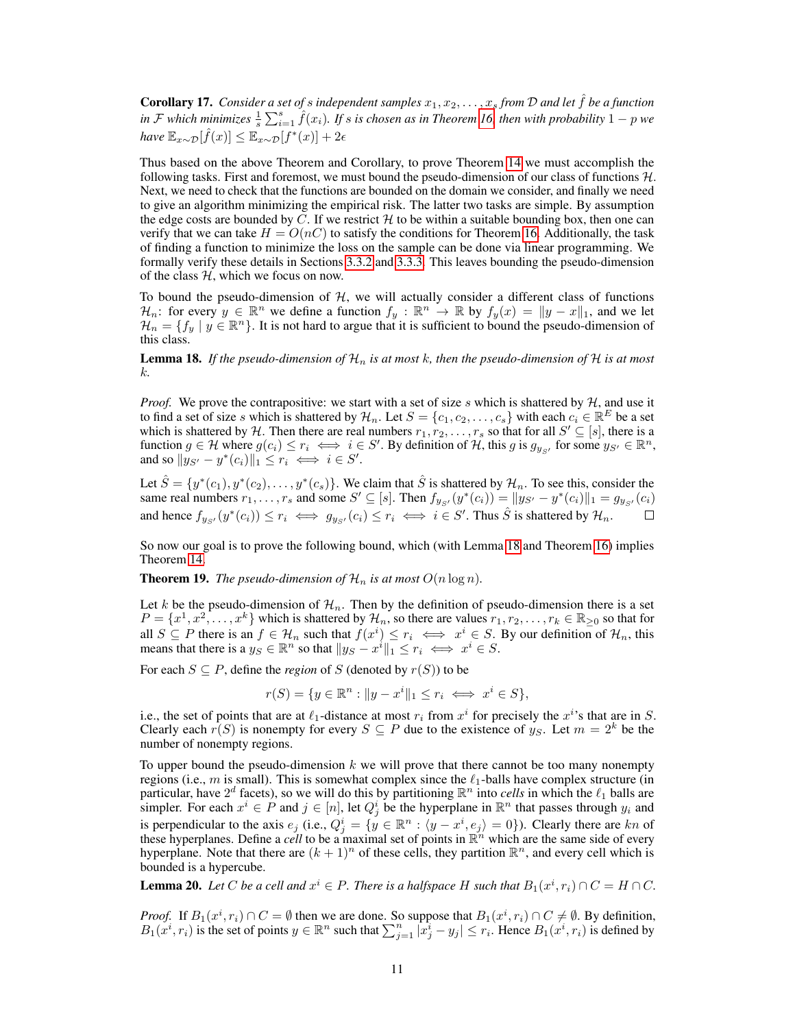**Corollary 17.** *Consider a set of $s$ independent samples $x_1, x_2, \ldots, x_s$ from $\mathcal{D}$ and let $\hat{f}$ be a function in $\mathcal{F}$ which minimizes $\frac{1}{s}\sum_{i=1}^{s}\hat{f}(x_i)$. If $s$ is chosen as in Theorem 16, then with probability $1-p$ we have $\mathbb{E}_{x\sim\mathcal{D}}[\hat{f}(x)] \leq \mathbb{E}_{x\sim\mathcal{D}}[f^*(x)] + 2\epsilon$*

Thus based on the above Theorem and Corollary, to prove Theorem 14 we must accomplish the following tasks. First and foremost, we must bound the pseudo-dimension of our class of functions $\mathcal{H}$. Next, we need to check that the functions are bounded on the domain we consider, and finally we need to give an algorithm minimizing the empirical risk. The latter two tasks are simple. By assumption the edge costs are bounded by $C$. If we restrict $\mathcal{H}$ to be within a suitable bounding box, then one can verify that we can take $H = O(nC)$ to satisfy the conditions for Theorem 16. Additionally, the task of finding a function to minimize the loss on the sample can be done via linear programming. We formally verify these details in Sections 3.3.2 and 3.3.3. This leaves bounding the pseudo-dimension of the class $\mathcal{H}$, which we focus on now.

To bound the pseudo-dimension of $\mathcal{H}$, we will actually consider a different class of functions $\mathcal{H}_n$: for every $y \in \mathbb{R}^n$ we define a function $f_y : \mathbb{R}^n \to \mathbb{R}$ by $f_y(x) = \|y - x\|_1$, and we let $\mathcal{H}_n = \{f_y \mid y \in \mathbb{R}^n\}$. It is not hard to argue that it is sufficient to bound the pseudo-dimension of this class.

**Lemma 18.** *If the pseudo-dimension of $\mathcal{H}_n$ is at most $k$, then the pseudo-dimension of $\mathcal{H}$ is at most $k$.*

*Proof.* We prove the contrapositive: we start with a set of size $s$ which is shattered by $\mathcal{H}$, and use it to find a set of size $s$ which is shattered by $\mathcal{H}_n$. Let $S = \{c_1, c_2, \ldots, c_s\}$ with each $c_i \in \mathbb{R}^E$ be a set which is shattered by $\mathcal{H}$. Then there are real numbers $r_1, r_2, \ldots, r_s$ so that for all $S' \subseteq [s]$, there is a function $g \in \mathcal{H}$ where $g(c_i) \leq r_i \iff i \in S'$. By definition of $\mathcal{H}$, this $g$ is $g_{y_{S'}}$ for some $y_{S'} \in \mathbb{R}^n$, and so $\|y_{S'} - y^*(c_i)\|_1 \leq r_i \iff i \in S'$.

Let $\hat{S} = \{y^*(c_1), y^*(c_2), \ldots, y^*(c_s)\}$. We claim that $\hat{S}$ is shattered by $\mathcal{H}_n$. To see this, consider the same real numbers $r_1, \ldots, r_s$ and some $S' \subseteq [s]$. Then $f_{y_{S'}}(y^*(c_i)) = \|y_{S'} - y^*(c_i)\|_1 = g_{y_{S'}}(c_i)$ and hence $f_{y_{S'}}(y^*(c_i)) \leq r_i \iff g_{y_{S'}}(c_i) \leq r_i \iff i \in S'$. Thus $\hat{S}$ is shattered by $\mathcal{H}_n$. $\square$

So now our goal is to prove the following bound, which (with Lemma 18 and Theorem 16) implies Theorem 14.

**Theorem 19.** *The pseudo-dimension of $\mathcal{H}_n$ is at most $O(n \log n)$.*

Let $k$ be the pseudo-dimension of $\mathcal{H}_n$. Then by the definition of pseudo-dimension there is a set $P = \{x^1, x^2, \ldots, x^k\}$ which is shattered by $\mathcal{H}_n$, so there are values $r_1, r_2, \ldots, r_k \in \mathbb{R}_{\geq 0}$ so that for all $S \subseteq P$ there is an $f \in \mathcal{H}_n$ such that $f(x^i) \leq r_i \iff x^i \in S$. By our definition of $\mathcal{H}_n$, this means that there is a $y_S \in \mathbb{R}^n$ so that $\|y_S - x^i\|_1 \leq r_i \iff x^i \in S$.

For each $S \subseteq P$, define the *region* of $S$ (denoted by $r(S)$) to be

$$r(S) = \{y \in \mathbb{R}^n : \|y - x^i\|_1 \leq r_i \iff x^i \in S\},$$

i.e., the set of points that are at $\ell_1$-distance at most $r_i$ from $x^i$ for precisely the $x^i$'s that are in $S$. Clearly each $r(S)$ is nonempty for every $S \subseteq P$ due to the existence of $y_S$. Let $m = 2^k$ be the number of nonempty regions.

To upper bound the pseudo-dimension $k$ we will prove that there cannot be too many nonempty regions (i.e., $m$ is small). This is somewhat complex since the $\ell_1$-balls have complex structure (in particular, have $2^d$ facets), so we will do this by partitioning $\mathbb{R}^n$ into *cells* in which the $\ell_1$ balls are simpler. For each $x^i \in P$ and $j \in [n]$, let $Q^i_j$ be the hyperplane in $\mathbb{R}^n$ that passes through $y_i$ and is perpendicular to the axis $e_j$ (i.e., $Q^i_j = \{y \in \mathbb{R}^n : \langle y - x^i, e_j\rangle = 0\}$). Clearly there are $kn$ of these hyperplanes. Define a *cell* to be a maximal set of points in $\mathbb{R}^n$ which are the same side of every hyperplane. Note that there are $(k+1)^n$ of these cells, they partition $\mathbb{R}^n$, and every cell which is bounded is a hypercube.

**Lemma 20.** *Let $C$ be a cell and $x^i \in P$. There is a halfspace $H$ such that $B_1(x^i, r_i) \cap C = H \cap C$.*

*Proof.* If $B_1(x^i, r_i) \cap C = \emptyset$ then we are done. So suppose that $B_1(x^i, r_i) \cap C \neq \emptyset$. By definition, $B_1(x^i, r_i)$ is the set of points $y \in \mathbb{R}^n$ such that $\sum_{j=1}^{n} |x^i_j - y_j| \leq r_i$. Hence $B_1(x^i, r_i)$ is defined by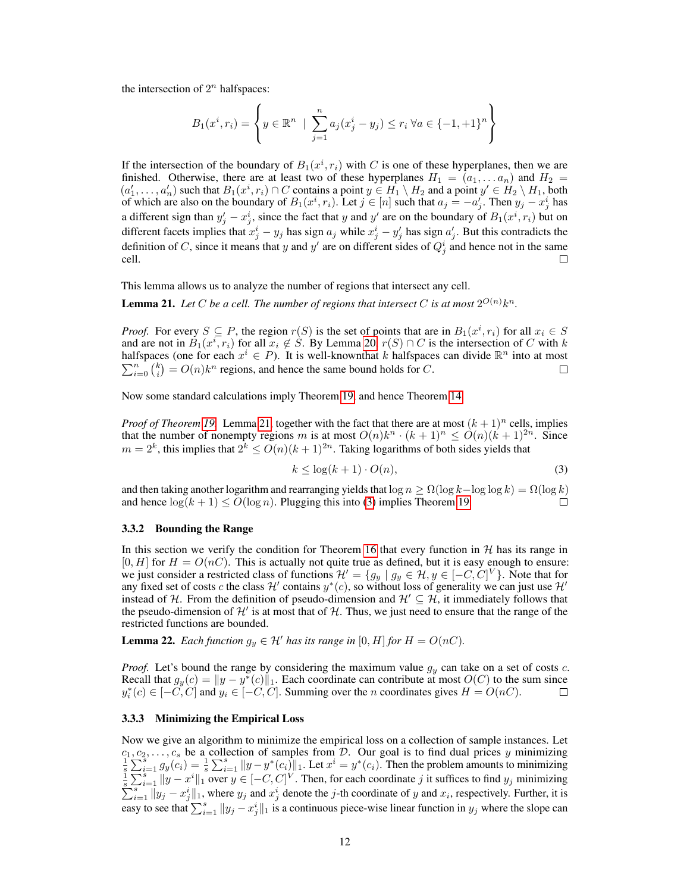the intersection of $2^n$ halfspaces:

$$B_1(x^i, r_i) = \left\{ y \in \mathbb{R}^n \mid \sum_{j=1}^{n} a_j(x^i_j - y_j) \leq r_i \; \forall a \in \{-1, +1\}^n \right\}$$

If the intersection of the boundary of $B_1(x^i, r_i)$ with $C$ is one of these hyperplanes, then we are finished. Otherwise, there are at least two of these hyperplanes $H_1 = (a_1, \dots a_n)$ and $H_2 = (a'_1, \dots, a'_n)$ such that $B_1(x^i, r_i) \cap C$ contains a point $y \in H_1 \setminus H_2$ and a point $y' \in H_2 \setminus H_1$, both of which are also on the boundary of $B_1(x^i, r_i)$. Let $j \in [n]$ such that $a_j = -a'_j$. Then $y_j - x^i_j$ has a different sign than $y'_j - x^i_j$, since the fact that $y$ and $y'$ are on the boundary of $B_1(x^i, r_i)$ but on different facets implies that $x^i_j - y_j$ has sign $a_j$ while $x^i_j - y'_j$ has sign $a'_j$. But this contradicts the definition of $C$, since it means that $y$ and $y'$ are on different sides of $Q^i_j$ and hence not in the same cell. $\square$

This lemma allows us to analyze the number of regions that intersect any cell.

**Lemma 21.** *Let $C$ be a cell. The number of regions that intersect $C$ is at most $2^{O(n)}k^n$.*

*Proof.* For every $S \subseteq P$, the region $r(S)$ is the set of points that are in $B_1(x^i, r_i)$ for all $x_i \in S$ and are not in $B_1(x^i, r_i)$ for all $x_i \notin S$. By Lemma 20, $r(S) \cap C$ is the intersection of $C$ with $k$ halfspaces (one for each $x^i \in P$). It is well-knownthat $k$ halfspaces can divide $\mathbb{R}^n$ into at most $\sum_{i=0}^{n} \binom{k}{i} = O(n)k^n$ regions, and hence the same bound holds for $C$. $\square$

Now some standard calculations imply Theorem 19 and hence Theorem 14.

*Proof of Theorem 19.* Lemma 21, together with the fact that there are at most $(k+1)^n$ cells, implies that the number of nonempty regions $m$ is at most $O(n)k^n \cdot (k+1)^n \leq O(n)(k+1)^{2n}$. Since $m = 2^k$, this implies that $2^k \leq O(n)(k+1)^{2n}$. Taking logarithms of both sides yields that

$$k \leq \log(k+1) \cdot O(n), \tag{3}$$

and then taking another logarithm and rearranging yields that $\log n \geq \Omega(\log k - \log\log k) = \Omega(\log k)$ and hence $\log(k+1) \leq O(\log n)$. Plugging this into (3) implies Theorem 19. $\square$

### 3.3.2 Bounding the Range

In this section we verify the condition for Theorem 16 that every function in $\mathcal{H}$ has its range in $[0, H]$ for $H = O(nC)$. This is actually not quite true as defined, but it is easy enough to ensure: we just consider a restricted class of functions $\mathcal{H}' = \{g_y \mid g_y \in \mathcal{H}, y \in [-C, C]^V\}$. Note that for any fixed set of costs $c$ the class $\mathcal{H}'$ contains $y^*(c)$, so without loss of generality we can just use $\mathcal{H}'$ instead of $\mathcal{H}$. From the definition of pseudo-dimension and $\mathcal{H}' \subseteq \mathcal{H}$, it immediately follows that the pseudo-dimension of $\mathcal{H}'$ is at most that of $\mathcal{H}$. Thus, we just need to ensure that the range of the restricted functions are bounded.

**Lemma 22.** *Each function $g_y \in \mathcal{H}'$ has its range in $[0, H]$ for $H = O(nC)$.*

*Proof.* Let's bound the range by considering the maximum value $g_y$ can take on a set of costs $c$. Recall that $g_y(c) = \|y - y^*(c)\|_1$. Each coordinate can contribute at most $O(C)$ to the sum since $y^*_i(c) \in [-C, C]$ and $y_i \in [-C, C]$. Summing over the $n$ coordinates gives $H = O(nC)$. $\square$

### 3.3.3 Minimizing the Empirical Loss

Now we give an algorithm to minimize the empirical loss on a collection of sample instances. Let $c_1, c_2, \dots, c_s$ be a collection of samples from $\mathcal{D}$. Our goal is to find dual prices $y$ minimizing $\frac{1}{s}\sum_{i=1}^{s} g_y(c_i) = \frac{1}{s}\sum_{i=1}^{s} \|y - y^*(c_i)\|_1$. Let $x^i = y^*(c_i)$. Then the problem amounts to minimizing $\frac{1}{s}\sum_{i=1}^{s} \|y - x^i\|_1$ over $y \in [-C, C]^V$. Then, for each coordinate $j$ it suffices to find $y_j$ minimizing $\sum_{i=1}^{s} \|y_j - x^i_j\|_1$, where $y_j$ and $x^i_j$ denote the $j$-th coordinate of $y$ and $x_i$, respectively. Further, it is easy to see that $\sum_{i=1}^{s} \|y_j - x^i_j\|_1$ is a continuous piece-wise linear function in $y_j$ where the slope can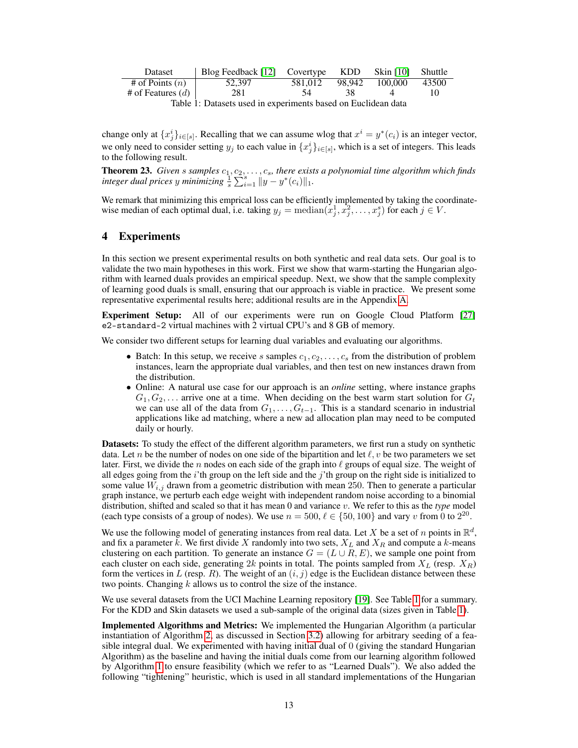| Dataset | Blog Feedback [12] | Covertype | KDD | Skin [10] | Shuttle |
|---|---|---|---|---|---|
| # of Points ($n$) | 52,397 | 581,012 | 98,942 | 100,000 | 43500 |
| # of Features ($d$) | 281 | 54 | 38 | 4 | 10 |

Table 1: Datasets used in experiments based on Euclidean data

change only at $\{x_j^i\}_{i\in[s]}$. Recalling that we can assume wlog that $x^i = y^*(c_i)$ is an integer vector, we only need to consider setting $y_j$ to each value in $\{x_j^i\}_{i\in[s]}$, which is a set of integers. This leads to the following result.

**Theorem 23.** *Given $s$ samples $c_1, c_2, \ldots, c_s$, there exists a polynomial time algorithm which finds integer dual prices $y$ minimizing $\frac{1}{s}\sum_{i=1}^{s} \|y - y^*(c_i)\|_1$.*

We remark that minimizing this emprical loss can be efficiently implemented by taking the coordinate-wise median of each optimal dual, i.e. taking $y_j = \text{median}(x_j^1, x_j^2, \ldots, x_j^s)$ for each $j \in V$.

## 4 Experiments

In this section we present experimental results on both synthetic and real data sets. Our goal is to validate the two main hypotheses in this work. First we show that warm-starting the Hungarian algorithm with learned duals provides an empirical speedup. Next, we show that the sample complexity of learning good duals is small, ensuring that our approach is viable in practice. We present some representative experimental results here; additional results are in the Appendix A.

**Experiment Setup:** All of our experiments were run on Google Cloud Platform [27] `e2-standard-2` virtual machines with 2 virtual CPU's and 8 GB of memory.

We consider two different setups for learning dual variables and evaluating our algorithms.

- Batch: In this setup, we receive $s$ samples $c_1, c_2, \ldots, c_s$ from the distribution of problem instances, learn the appropriate dual variables, and then test on new instances drawn from the distribution.
- Online: A natural use case for our approach is an *online* setting, where instance graphs $G_1, G_2, \ldots$ arrive one at a time. When deciding on the best warm start solution for $G_t$ we can use all of the data from $G_1, \ldots, G_{t-1}$. This is a standard scenario in industrial applications like ad matching, where a new ad allocation plan may need to be computed daily or hourly.

**Datasets:** To study the effect of the different algorithm parameters, we first run a study on synthetic data. Let $n$ be the number of nodes on one side of the bipartition and let $\ell, v$ be two parameters we set later. First, we divide the $n$ nodes on each side of the graph into $\ell$ groups of equal size. The weight of all edges going from the $i$'th group on the left side and the $j$'th group on the right side is initialized to some value $W_{i,j}$ drawn from a geometric distribution with mean 250. Then to generate a particular graph instance, we perturb each edge weight with independent random noise according to a binomial distribution, shifted and scaled so that it has mean 0 and variance $v$. We refer to this as the *type* model (each type consists of a group of nodes). We use $n = 500$, $\ell \in \{50, 100\}$ and vary $v$ from 0 to $2^{20}$.

We use the following model of generating instances from real data. Let $X$ be a set of $n$ points in $\mathbb{R}^d$, and fix a parameter $k$. We first divide $X$ randomly into two sets, $X_L$ and $X_R$ and compute a $k$-means clustering on each partition. To generate an instance $G = (L \cup R, E)$, we sample one point from each cluster on each side, generating $2k$ points in total. The points sampled from $X_L$ (resp. $X_R$) form the vertices in $L$ (resp. $R$). The weight of an $(i, j)$ edge is the Euclidean distance between these two points. Changing $k$ allows us to control the size of the instance.

We use several datasets from the UCI Machine Learning repository [19]. See Table 1 for a summary. For the KDD and Skin datasets we used a sub-sample of the original data (sizes given in Table 1).

**Implemented Algorithms and Metrics:** We implemented the Hungarian Algorithm (a particular instantiation of Algorithm 2, as discussed in Section 3.2) allowing for arbitrary seeding of a feasible integral dual. We experimented with having initial dual of 0 (giving the standard Hungarian Algorithm) as the baseline and having the initial duals come from our learning algorithm followed by Algorithm 1 to ensure feasibility (which we refer to as "Learned Duals"). We also added the following "tightening" heuristic, which is used in all standard implementations of the Hungarian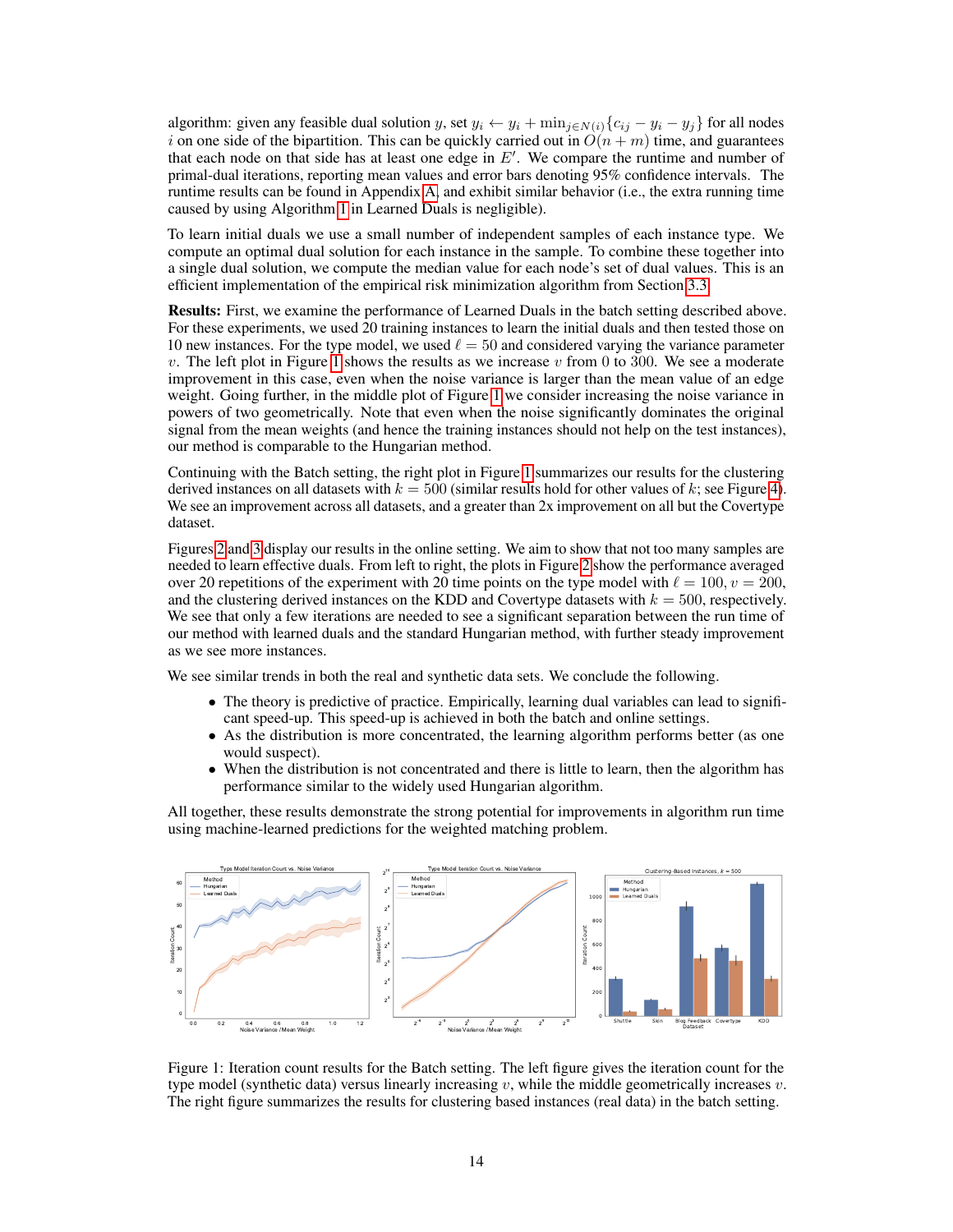algorithm: given any feasible dual solution $y$, set $y_i \leftarrow y_i + \min_{j \in N(i)}\{c_{ij} - y_i - y_j\}$ for all nodes $i$ on one side of the bipartition. This can be quickly carried out in $O(n+m)$ time, and guarantees that each node on that side has at least one edge in $E'$. We compare the runtime and number of primal-dual iterations, reporting mean values and error bars denoting 95% confidence intervals. The runtime results can be found in Appendix A, and exhibit similar behavior (i.e., the extra running time caused by using Algorithm 1 in Learned Duals is negligible).

To learn initial duals we use a small number of independent samples of each instance type. We compute an optimal dual solution for each instance in the sample. To combine these together into a single dual solution, we compute the median value for each node's set of dual values. This is an efficient implementation of the empirical risk minimization algorithm from Section 3.3.

**Results:** First, we examine the performance of Learned Duals in the batch setting described above. For these experiments, we used 20 training instances to learn the initial duals and then tested those on 10 new instances. For the type model, we used $\ell = 50$ and considered varying the variance parameter $v$. The left plot in Figure 1 shows the results as we increase $v$ from 0 to 300. We see a moderate improvement in this case, even when the noise variance is larger than the mean value of an edge weight. Going further, in the middle plot of Figure 1 we consider increasing the noise variance in powers of two geometrically. Note that even when the noise significantly dominates the original signal from the mean weights (and hence the training instances should not help on the test instances), our method is comparable to the Hungarian method.

Continuing with the Batch setting, the right plot in Figure 1 summarizes our results for the clustering derived instances on all datasets with $k = 500$ (similar results hold for other values of $k$; see Figure 4). We see an improvement across all datasets, and a greater than 2x improvement on all but the Covertype dataset.

Figures 2 and 3 display our results in the online setting. We aim to show that not too many samples are needed to learn effective duals. From left to right, the plots in Figure 2 show the performance averaged over 20 repetitions of the experiment with 20 time points on the type model with $\ell = 100$, $v = 200$, and the clustering derived instances on the KDD and Covertype datasets with $k = 500$, respectively. We see that only a few iterations are needed to see a significant separation between the run time of our method with learned duals and the standard Hungarian method, with further steady improvement as we see more instances.

We see similar trends in both the real and synthetic data sets. We conclude the following.

- The theory is predictive of practice. Empirically, learning dual variables can lead to significant speed-up. This speed-up is achieved in both the batch and online settings.
- As the distribution is more concentrated, the learning algorithm performs better (as one would suspect).
- When the distribution is not concentrated and there is little to learn, then the algorithm has performance similar to the widely used Hungarian algorithm.

All together, these results demonstrate the strong potential for improvements in algorithm run time using machine-learned predictions for the weighted matching problem.

Figure 1: Iteration count results for the Batch setting. The left figure gives the iteration count for the type model (synthetic data) versus linearly increasing $v$, while the middle geometrically increases $v$. The right figure summarizes the results for clustering based instances (real data) in the batch setting.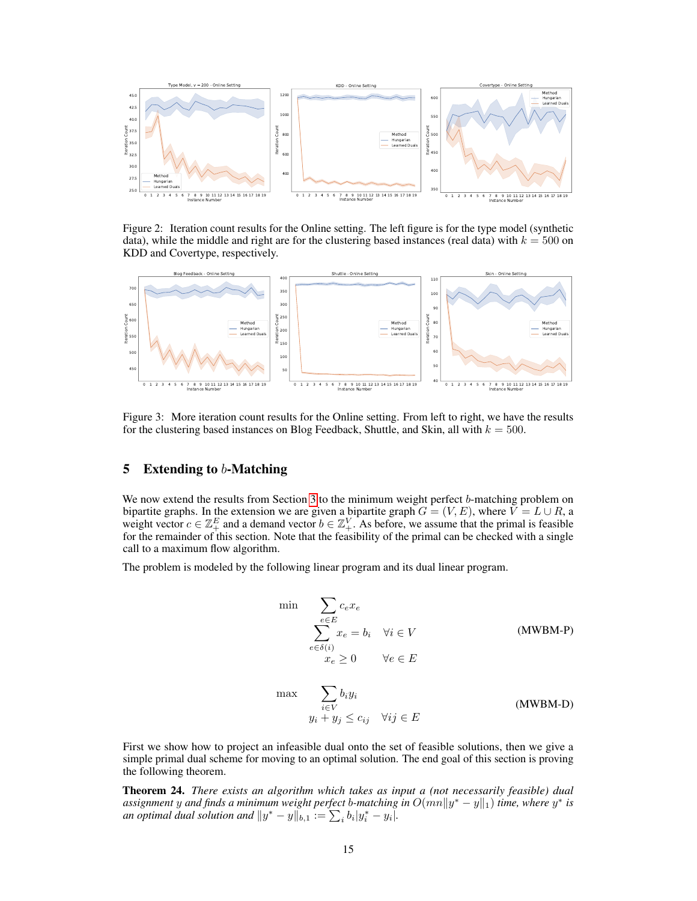Figure 2: Iteration count results for the Online setting. The left figure is for the type model (synthetic data), while the middle and right are for the clustering based instances (real data) with $k = 500$ on KDD and Covertype, respectively.

Figure 3: More iteration count results for the Online setting. From left to right, we have the results for the clustering based instances on Blog Feedback, Shuttle, and Skin, all with $k = 500$.

## 5 Extending to $b$-Matching

We now extend the results from Section 3 to the minimum weight perfect $b$-matching problem on bipartite graphs. In the extension we are given a bipartite graph $G = (V, E)$, where $V = L \cup R$, a weight vector $c \in \mathbb{Z}_+^E$ and a demand vector $b \in \mathbb{Z}_+^V$. As before, we assume that the primal is feasible for the remainder of this section. Note that the feasibility of the primal can be checked with a single call to a maximum flow algorithm.

The problem is modeled by the following linear program and its dual linear program.

$$
\begin{aligned}
\min \quad & \sum_{e \in E} c_e x_e \\
& \sum_{e \in \delta(i)} x_e = b_i \quad \forall i \in V \\
& x_e \geq 0 \quad \forall e \in E
\end{aligned}
\tag{MWBM-P}
$$

$$
\begin{aligned}
\max \quad & \sum_{i \in V} b_i y_i \\
& y_i + y_j \leq c_{ij} \quad \forall ij \in E
\end{aligned}
\tag{MWBM-D}
$$

First we show how to project an infeasible dual onto the set of feasible solutions, then we give a simple primal dual scheme for moving to an optimal solution. The end goal of this section is proving the following theorem.

**Theorem 24.** *There exists an algorithm which takes as input a (not necessarily feasible) dual assignment $y$ and finds a minimum weight perfect $b$-matching in $O(mn\|y^* - y\|_1)$ time, where $y^*$ is an optimal dual solution and $\|y^* - y\|_{b,1} := \sum_i b_i |y_i^* - y_i|$.*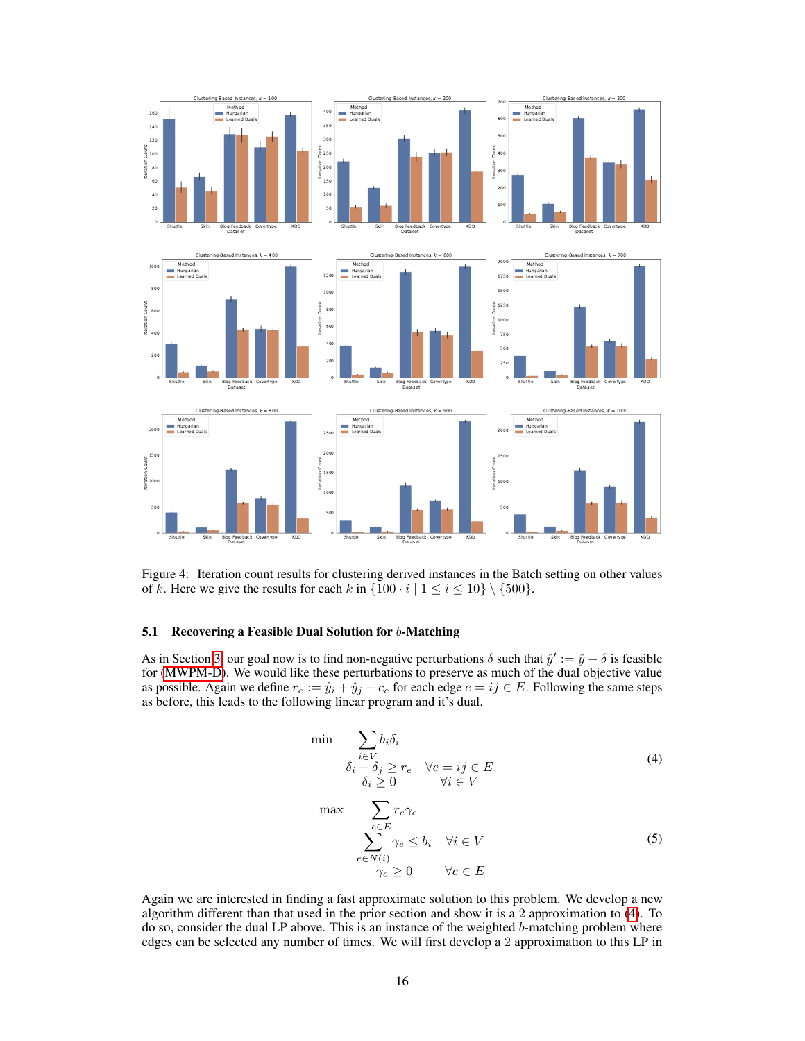Figure 4: Iteration count results for clustering derived instances in the Batch setting on other values of $k$. Here we give the results for each $k$ in $\{100 \cdot i \mid 1 \leq i \leq 10\} \setminus \{500\}$.

### 5.1 Recovering a Feasible Dual Solution for $b$-Matching

As in Section 3, our goal now is to find non-negative perturbations $\delta$ such that $\hat{y}' := \hat{y} - \delta$ is feasible for (MWPM-D). We would like these perturbations to preserve as much of the dual objective value as possible. Again we define $r_e := \hat{y}_i + \hat{y}_j - c_e$ for each edge $e = ij \in E$. Following the same steps as before, this leads to the following linear program and it's dual.

$$
\begin{aligned}
\min \quad & \sum_{i \in V} b_i \delta_i \\
& \delta_i + \delta_j \geq r_e \quad \forall e = ij \in E \\
& \delta_i \geq 0 \quad \forall i \in V
\end{aligned}
\tag{4}
$$

$$
\begin{aligned}
\max \quad & \sum_{e \in E} r_e \gamma_e \\
& \sum_{e \in N(i)} \gamma_e \leq b_i \quad \forall i \in V \\
& \gamma_e \geq 0 \quad \forall e \in E
\end{aligned}
\tag{5}
$$

Again we are interested in finding a fast approximate solution to this problem. We develop a new algorithm different than that used in the prior section and show it is a 2 approximation to (4). To do so, consider the dual LP above. This is an instance of the weighted $b$-matching problem where edges can be selected any number of times. We will first develop a 2 approximation to this LP in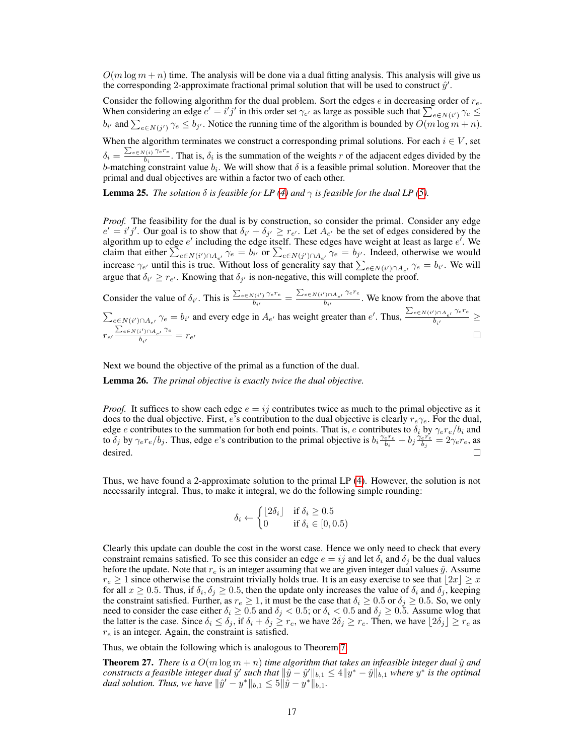$O(m \log m + n)$ time. The analysis will be done via a dual fitting analysis. This analysis will give us the corresponding 2-approximate fractional primal solution that will be used to construct $\hat{y}'$.

Consider the following algorithm for the dual problem. Sort the edges $e$ in decreasing order of $r_e$. When considering an edge $e' = i'j'$ in this order set $\gamma_{e'}$ as large as possible such that $\sum_{e \in N(i')} \gamma_e \leq b_{i'}$ and $\sum_{e \in N(j')} \gamma_e \leq b_{j'}$. Notice the running time of the algorithm is bounded by $O(m \log m + n)$.

When the algorithm terminates we construct a corresponding primal solutions. For each $i \in V$, set $\delta_i = \frac{\sum_{e \in N(i)} \gamma_e r_e}{b_i}$. That is, $\delta_i$ is the summation of the weights $r$ of the adjacent edges divided by the $b$-matching constraint value $b_i$. We will show that $\delta$ is a feasible primal solution. Moreover that the primal and dual objectives are within a factor two of each other.

**Lemma 25.** *The solution $\delta$ is feasible for LP (4) and $\gamma$ is feasible for the dual LP (5).*

*Proof.* The feasibility for the dual is by construction, so consider the primal. Consider any edge $e' = i'j'$. Our goal is to show that $\delta_{i'} + \delta_{j'} \geq r_{e'}$. Let $A_{e'}$ be the set of edges considered by the algorithm up to edge $e'$ including the edge itself. These edges have weight at least as large $e'$. We claim that either $\sum_{e \in N(i') \cap A_{e'}} \gamma_e = b_{i'}$ or $\sum_{e \in N(j') \cap A_{e'}} \gamma_e = b_{j'}$. Indeed, otherwise we would increase $\gamma_{e'}$ until this is true. Without loss of generality say that $\sum_{e \in N(i') \cap A_{e'}} \gamma_e = b_{i'}$. We will argue that $\delta_{i'} \geq r_{e'}$. Knowing that $\delta_{j'}$ is non-negative, this will complete the proof.

Consider the value of $\delta_{i'}$. This is $\frac{\sum_{e \in N(i')} \gamma_e r_e}{b_{i'}} = \frac{\sum_{e \in N(i') \cap A_{e'}} \gamma_e r_e}{b_{i'}}$. We know from the above that $\sum_{e \in N(i') \cap A_{e'}} \gamma_e = b_{i'}$ and every edge in $A_{e'}$ has weight greater than $e'$. Thus, $\frac{\sum_{e \in N(i') \cap A_{e'}} \gamma_e r_e}{b_{i'}} \geq r_{e'} \frac{\sum_{e \in N(i') \cap A_{e'}} \gamma_e}{b_{i'}} = r_{e'}$ ☐

Next we bound the objective of the primal as a function of the dual.

**Lemma 26.** *The primal objective is exactly twice the dual objective.*

*Proof.* It suffices to show each edge $e = ij$ contributes twice as much to the primal objective as it does to the dual objective. First, $e$'s contribution to the dual objective is clearly $r_e \gamma_e$. For the dual, edge $e$ contributes to the summation for both end points. That is, $e$ contributes to $\delta_i$ by $\gamma_e r_e / b_i$ and to $\delta_j$ by $\gamma_e r_e / b_j$. Thus, edge $e$'s contribution to the primal objective is $b_i \frac{\gamma_e r_e}{b_i} + b_j \frac{\gamma_e r_e}{b_j} = 2\gamma_e r_e$, as desired. ☐

Thus, we have found a 2-approximate solution to the primal LP (4). However, the solution is not necessarily integral. Thus, to make it integral, we do the following simple rounding:

$$\delta_i \leftarrow \begin{cases} \lfloor 2\delta_i \rfloor & \text{if } \delta_i \geq 0.5 \\ 0 & \text{if } \delta_i \in [0, 0.5) \end{cases}$$

Clearly this update can double the cost in the worst case. Hence we only need to check that every constraint remains satisfied. To see this consider an edge $e = ij$ and let $\delta_i$ and $\delta_j$ be the dual values before the update. Note that $r_e$ is an integer assuming that we are given integer dual values $\hat{y}$. Assume $r_e \geq 1$ since otherwise the constraint trivially holds true. It is an easy exercise to see that $\lfloor 2x \rfloor \geq x$ for all $x \geq 0.5$. Thus, if $\delta_i, \delta_j \geq 0.5$, then the update only increases the value of $\delta_i$ and $\delta_j$, keeping the constraint satisfied. Further, as $r_e \geq 1$, it must be the case that $\delta_i \geq 0.5$ or $\delta_j \geq 0.5$. So, we only need to consider the case either $\delta_i \geq 0.5$ and $\delta_j < 0.5$; or $\delta_i < 0.5$ and $\delta_j \geq 0.5$. Assume wlog that the latter is the case. Since $\delta_i \leq \delta_j$, if $\delta_i + \delta_j \geq r_e$, we have $2\delta_j \geq r_e$. Then, we have $\lfloor 2\delta_j \rfloor \geq r_e$ as $r_e$ is an integer. Again, the constraint is satisfied.

Thus, we obtain the following which is analogous to Theorem 7.

**Theorem 27.** *There is a $O(m \log m + n)$ time algorithm that takes an infeasible integer dual $\hat{y}$ and constructs a feasible integer dual $\hat{y}'$ such that $\|\hat{y} - \hat{y}'\|_{b,1} \leq 4\|y^* - \hat{y}\|_{b,1}$ where $y^*$ is the optimal dual solution. Thus, we have $\|\hat{y}' - y^*\|_{b,1} \leq 5\|\hat{y} - y^*\|_{b,1}$.*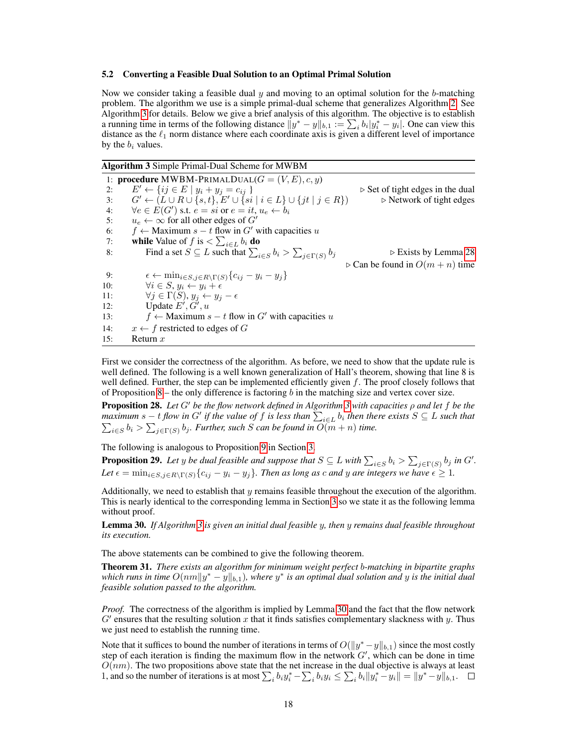### 5.2 Converting a Feasible Dual Solution to an Optimal Primal Solution

Now we consider taking a feasible dual $y$ and moving to an optimal solution for the $b$-matching problem. The algorithm we use is a simple primal-dual scheme that generalizes Algorithm 2. See Algorithm 3 for details. Below we give a brief analysis of this algorithm. The objective is to establish a running time in terms of the following distance $\|y^* - y\|_{b,1} := \sum_i b_i |y_i^* - y_i|$. One can view this distance as the $\ell_1$ norm distance where each coordinate axis is given a different level of importance by the $b_i$ values.

**Algorithm 3** Simple Primal-Dual Scheme for MWBM

```
1:  procedure MWBM-PrimalDual(G = (V, E), c, y)
2:      E' ← {ij ∈ E | y_i + y_j = c_ij}                              ▷ Set of tight edges in the dual
3:      G' ← (L ∪ R ∪ {s, t}, E' ∪ {si | i ∈ L} ∪ {jt | j ∈ R})        ▷ Network of tight edges
4:      ∀e ∈ E(G') s.t. e = si or e = it, u_e ← b_i
5:      u_e ← ∞ for all other edges of G'
6:      f ← Maximum s − t flow in G' with capacities u
7:      while Value of f is < Σ_{i∈L} b_i do
8:          Find a set S ⊆ L such that Σ_{i∈S} b_i > Σ_{j∈Γ(S)} b_j       ▷ Exists by Lemma 28
                                                                       ▷ Can be found in O(m + n) time
9:          ε ← min_{i∈S, j∈R∖Γ(S)} {c_ij − y_i − y_j}
10:         ∀i ∈ S, y_i ← y_i + ε
11:         ∀j ∈ Γ(S), y_j ← y_j − ε
12:         Update E', G', u
13:         f ← Maximum s − t flow in G' with capacities u
14:     x ← f restricted to edges of G
15:     Return x
```

First we consider the correctness of the algorithm. As before, we need to show that the update rule is well defined. The following is a well known generalization of Hall's theorem, showing that line 8 is well defined. Further, the step can be implemented efficiently given $f$. The proof closely follows that of Proposition 8 – the only difference is factoring $b$ in the matching size and vertex cover size.

**Proposition 28.** *Let $G'$ be the flow network defined in Algorithm 3 with capacities $\rho$ and let $f$ be the maximum $s - t$ flow in $G'$ if the value of $f$ is less than $\sum_{i \in L} b_i$ then there exists $S \subseteq L$ such that $\sum_{i \in S} b_i > \sum_{j \in \Gamma(S)} b_j$. Further, such $S$ can be found in $O(m + n)$ time.*

The following is analogous to Proposition 9 in Section 3.

**Proposition 29.** *Let $y$ be dual feasible and suppose that $S \subseteq L$ with $\sum_{i \in S} b_i > \sum_{j \in \Gamma(S)} b_j$ in $G'$. Let $\epsilon = \min_{i \in S, j \in R \setminus \Gamma(S)} \{c_{ij} - y_i - y_j\}$. Then as long as $c$ and $y$ are integers we have $\epsilon \geq 1$.*

Additionally, we need to establish that $y$ remains feasible throughout the execution of the algorithm. This is nearly identical to the corresponding lemma in Section 3 so we state it as the following lemma without proof.

**Lemma 30.** *If Algorithm 3 is given an initial dual feasible $y$, then $y$ remains dual feasible throughout its execution.*

The above statements can be combined to give the following theorem.

**Theorem 31.** *There exists an algorithm for minimum weight perfect $b$-matching in bipartite graphs which runs in time $O(nm\|y^* - y\|_{b,1})$, where $y^*$ is an optimal dual solution and $y$ is the initial dual feasible solution passed to the algorithm.*

*Proof.* The correctness of the algorithm is implied by Lemma 30 and the fact that the flow network $G'$ ensures that the resulting solution $x$ that it finds satisfies complementary slackness with $y$. Thus we just need to establish the running time.

Note that it suffices to bound the number of iterations in terms of $O(\|y^* - y\|_{b,1})$ since the most costly step of each iteration is finding the maximum flow in the network $G'$, which can be done in time $O(nm)$. The two propositions above state that the net increase in the dual objective is always at least 1, and so the number of iterations is at most $\sum_i b_i y_i^* - \sum_i b_i y_i \leq \sum_i b_i \|y_i^* - y_i\| = \|y^* - y\|_{b,1}$. $\square$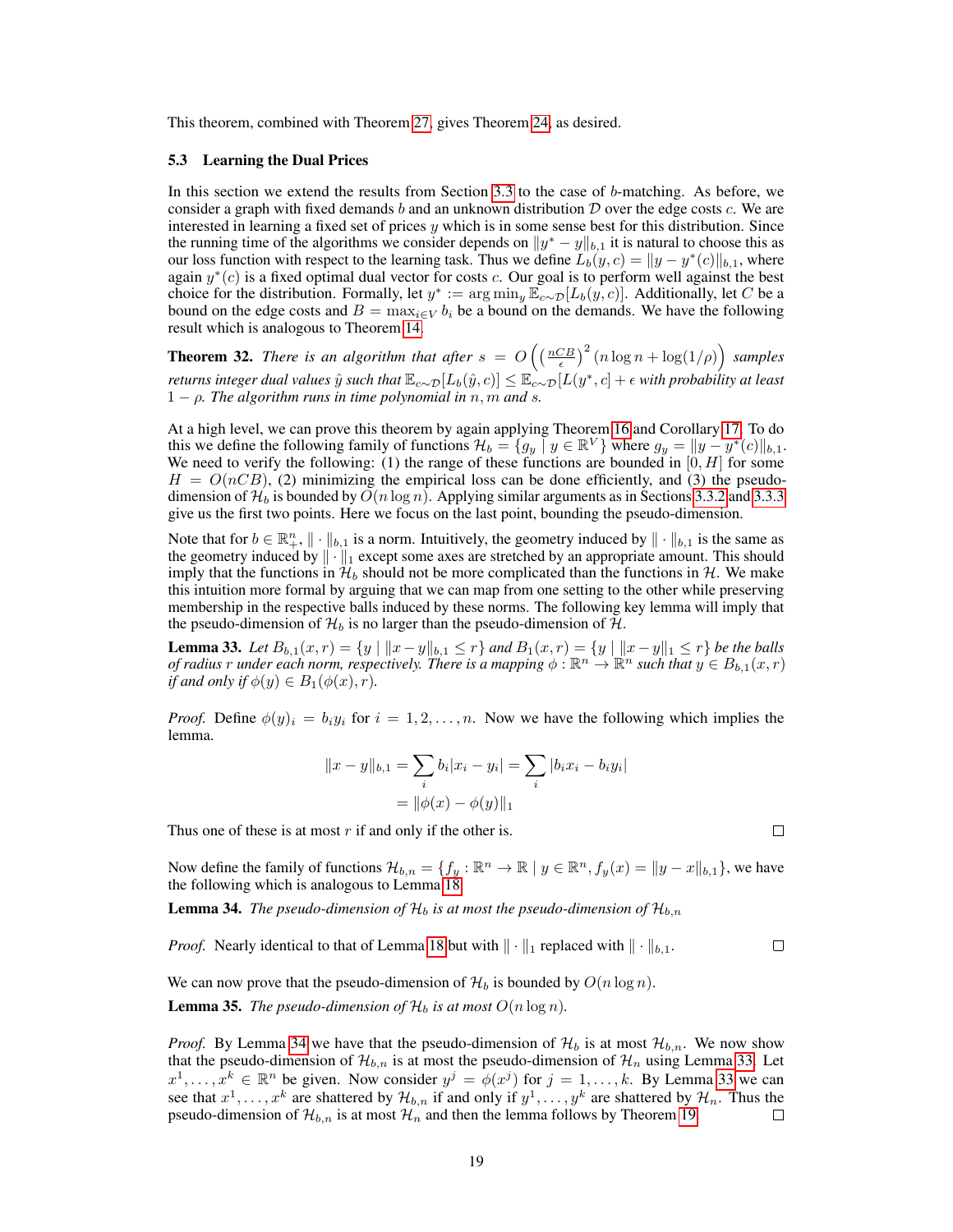This theorem, combined with Theorem 27, gives Theorem 24, as desired.

### 5.3 Learning the Dual Prices

In this section we extend the results from Section 3.3 to the case of $b$-matching. As before, we consider a graph with fixed demands $b$ and an unknown distribution $\mathcal{D}$ over the edge costs $c$. We are interested in learning a fixed set of prices $y$ which is in some sense best for this distribution. Since the running time of the algorithms we consider depends on $\|y^* - y\|_{b,1}$ it is natural to choose this as our loss function with respect to the learning task. Thus we define $L_b(y, c) = \|y - y^*(c)\|_{b,1}$, where again $y^*(c)$ is a fixed optimal dual vector for costs $c$. Our goal is to perform well against the best choice for the distribution. Formally, let $y^* := \arg\min_y \mathbb{E}_{c\sim\mathcal{D}}[L_b(y, c)]$. Additionally, let $C$ be a bound on the edge costs and $B = \max_{i\in V} b_i$ be a bound on the demands. We have the following result which is analogous to Theorem 14.

**Theorem 32.** *There is an algorithm that after $s = O\left(\left(\frac{nCB}{\epsilon}\right)^2 (n \log n + \log(1/\rho)\right)$ samples returns integer dual values $\hat{y}$ such that $\mathbb{E}_{c\sim\mathcal{D}}[L_b(\hat{y}, c)] \leq \mathbb{E}_{c\sim\mathcal{D}}[L(y^*, c] + \epsilon$ with probability at least $1 - \rho$. The algorithm runs in time polynomial in $n$, $m$ and $s$.*

At a high level, we can prove this theorem by again applying Theorem 16 and Corollary 17. To do this we define the following family of functions $\mathcal{H}_b = \{g_y \mid y \in \mathbb{R}^V\}$ where $g_y = \|y - y^*(c)\|_{b,1}$. We need to verify the following: (1) the range of these functions are bounded in $[0, H]$ for some $H = O(nCB)$, (2) minimizing the empirical loss can be done efficiently, and (3) the pseudo-dimension of $\mathcal{H}_b$ is bounded by $O(n \log n)$. Applying similar arguments as in Sections 3.3.2 and 3.3.3 give us the first two points. Here we focus on the last point, bounding the pseudo-dimension.

Note that for $b \in \mathbb{R}^n_+$, $\|\cdot\|_{b,1}$ is a norm. Intuitively, the geometry induced by $\|\cdot\|_{b,1}$ is the same as the geometry induced by $\|\cdot\|_1$ except some axes are stretched by an appropriate amount. This should imply that the functions in $\mathcal{H}_b$ should not be more complicated than the functions in $\mathcal{H}$. We make this intuition more formal by arguing that we can map from one setting to the other while preserving membership in the respective balls induced by these norms. The following key lemma will imply that the pseudo-dimension of $\mathcal{H}_b$ is no larger than the pseudo-dimension of $\mathcal{H}$.

**Lemma 33.** *Let $B_{b,1}(x, r) = \{y \mid \|x - y\|_{b,1} \leq r\}$ and $B_1(x, r) = \{y \mid \|x - y\|_1 \leq r\}$ be the balls of radius $r$ under each norm, respectively. There is a mapping $\phi : \mathbb{R}^n \to \mathbb{R}^n$ such that $y \in B_{b,1}(x, r)$ if and only if $\phi(y) \in B_1(\phi(x), r)$.*

*Proof.* Define $\phi(y)_i = b_i y_i$ for $i = 1, 2, \ldots, n$. Now we have the following which implies the lemma.

$$
\begin{aligned}
\|x - y\|_{b,1} &= \sum_i b_i |x_i - y_i| = \sum_i |b_i x_i - b_i y_i| \\
&= \|\phi(x) - \phi(y)\|_1
\end{aligned}
$$

Thus one of these is at most $r$ if and only if the other is. ∎

Now define the family of functions $\mathcal{H}_{b,n} = \{f_y : \mathbb{R}^n \to \mathbb{R} \mid y \in \mathbb{R}^n, f_y(x) = \|y - x\|_{b,1}\}$, we have the following which is analogous to Lemma 18.

**Lemma 34.** *The pseudo-dimension of $\mathcal{H}_b$ is at most the pseudo-dimension of $\mathcal{H}_{b,n}$*

*Proof.* Nearly identical to that of Lemma 18 but with $\|\cdot\|_1$ replaced with $\|\cdot\|_{b,1}$. ∎

We can now prove that the pseudo-dimension of $\mathcal{H}_b$ is bounded by $O(n \log n)$.

**Lemma 35.** *The pseudo-dimension of $\mathcal{H}_b$ is at most $O(n \log n)$.*

*Proof.* By Lemma 34 we have that the pseudo-dimension of $\mathcal{H}_b$ is at most $\mathcal{H}_{b,n}$. We now show that the pseudo-dimension of $\mathcal{H}_{b,n}$ is at most the pseudo-dimension of $\mathcal{H}_n$ using Lemma 33. Let $x^1, \ldots, x^k \in \mathbb{R}^n$ be given. Now consider $y^j = \phi(x^j)$ for $j = 1, \ldots, k$. By Lemma 33 we can see that $x^1, \ldots, x^k$ are shattered by $\mathcal{H}_{b,n}$ if and only if $y^1, \ldots, y^k$ are shattered by $\mathcal{H}_n$. Thus the pseudo-dimension of $\mathcal{H}_{b,n}$ is at most $\mathcal{H}_n$ and then the lemma follows by Theorem 19. ∎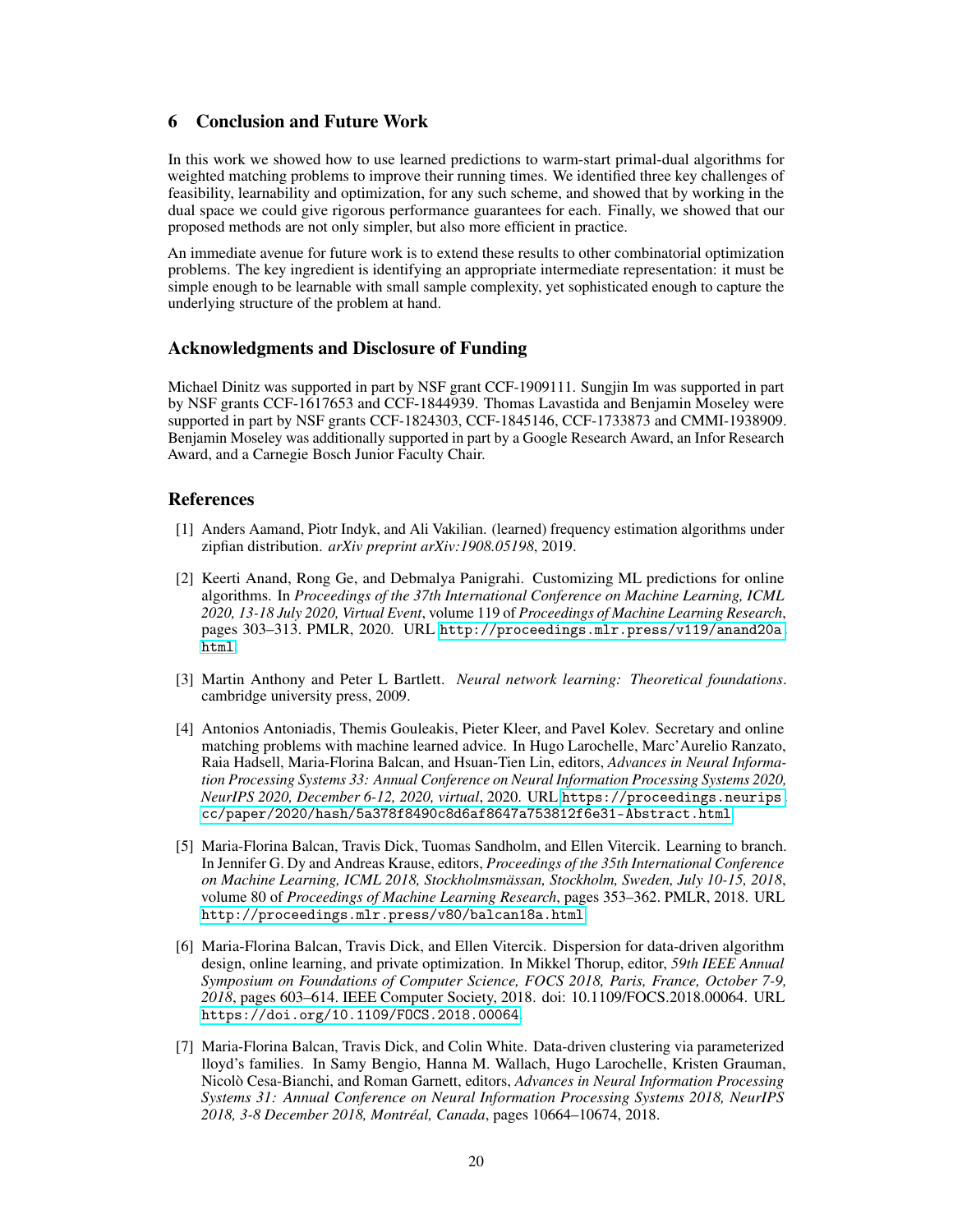## 6 Conclusion and Future Work

In this work we showed how to use learned predictions to warm-start primal-dual algorithms for weighted matching problems to improve their running times. We identified three key challenges of feasibility, learnability and optimization, for any such scheme, and showed that by working in the dual space we could give rigorous performance guarantees for each. Finally, we showed that our proposed methods are not only simpler, but also more efficient in practice.

An immediate avenue for future work is to extend these results to other combinatorial optimization problems. The key ingredient is identifying an appropriate intermediate representation: it must be simple enough to be learnable with small sample complexity, yet sophisticated enough to capture the underlying structure of the problem at hand.

### Acknowledgments and Disclosure of Funding

Michael Dinitz was supported in part by NSF grant CCF-1909111. Sungjin Im was supported in part by NSF grants CCF-1617653 and CCF-1844939. Thomas Lavastida and Benjamin Moseley were supported in part by NSF grants CCF-1824303, CCF-1845146, CCF-1733873 and CMMI-1938909. Benjamin Moseley was additionally supported in part by a Google Research Award, an Infor Research Award, and a Carnegie Bosch Junior Faculty Chair.

## References

[1] Anders Aamand, Piotr Indyk, and Ali Vakilian. (learned) frequency estimation algorithms under zipfian distribution. *arXiv preprint arXiv:1908.05198*, 2019.

[2] Keerti Anand, Rong Ge, and Debmalya Panigrahi. Customizing ML predictions for online algorithms. In *Proceedings of the 37th International Conference on Machine Learning, ICML 2020, 13-18 July 2020, Virtual Event*, volume 119 of *Proceedings of Machine Learning Research*, pages 303–313. PMLR, 2020. URL http://proceedings.mlr.press/v119/anand20a.html.

[3] Martin Anthony and Peter L Bartlett. *Neural network learning: Theoretical foundations*. cambridge university press, 2009.

[4] Antonios Antoniadis, Themis Gouleakis, Pieter Kleer, and Pavel Kolev. Secretary and online matching problems with machine learned advice. In Hugo Larochelle, Marc'Aurelio Ranzato, Raia Hadsell, Maria-Florina Balcan, and Hsuan-Tien Lin, editors, *Advances in Neural Information Processing Systems 33: Annual Conference on Neural Information Processing Systems 2020, NeurIPS 2020, December 6-12, 2020, virtual*, 2020. URL https://proceedings.neurips.cc/paper/2020/hash/5a378f8490c8d6af8647a753812f6e31-Abstract.html.

[5] Maria-Florina Balcan, Travis Dick, Tuomas Sandholm, and Ellen Vitercik. Learning to branch. In Jennifer G. Dy and Andreas Krause, editors, *Proceedings of the 35th International Conference on Machine Learning, ICML 2018, Stockholmsmässan, Stockholm, Sweden, July 10-15, 2018*, volume 80 of *Proceedings of Machine Learning Research*, pages 353–362. PMLR, 2018. URL http://proceedings.mlr.press/v80/balcan18a.html.

[6] Maria-Florina Balcan, Travis Dick, and Ellen Vitercik. Dispersion for data-driven algorithm design, online learning, and private optimization. In Mikkel Thorup, editor, *59th IEEE Annual Symposium on Foundations of Computer Science, FOCS 2018, Paris, France, October 7-9, 2018*, pages 603–614. IEEE Computer Society, 2018. doi: 10.1109/FOCS.2018.00064. URL https://doi.org/10.1109/FOCS.2018.00064.

[7] Maria-Florina Balcan, Travis Dick, and Colin White. Data-driven clustering via parameterized lloyd's families. In Samy Bengio, Hanna M. Wallach, Hugo Larochelle, Kristen Grauman, Nicolò Cesa-Bianchi, and Roman Garnett, editors, *Advances in Neural Information Processing Systems 31: Annual Conference on Neural Information Processing Systems 2018, NeurIPS 2018, 3-8 December 2018, Montréal, Canada*, pages 10664–10674, 2018.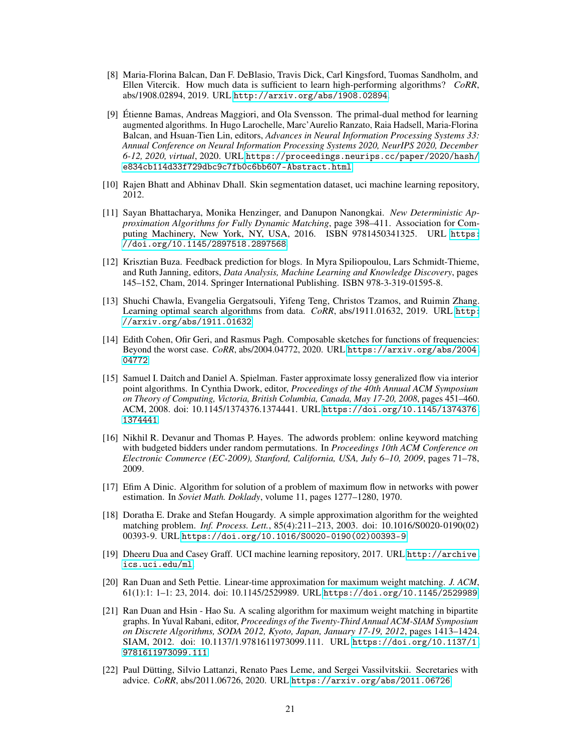[8] Maria-Florina Balcan, Dan F. DeBlasio, Travis Dick, Carl Kingsford, Tuomas Sandholm, and Ellen Vitercik. How much data is sufficient to learn high-performing algorithms? *CoRR*, abs/1908.02894, 2019. URL `http://arxiv.org/abs/1908.02894`.

[9] Étienne Bamas, Andreas Maggiori, and Ola Svensson. The primal-dual method for learning augmented algorithms. In Hugo Larochelle, Marc'Aurelio Ranzato, Raia Hadsell, Maria-Florina Balcan, and Hsuan-Tien Lin, editors, *Advances in Neural Information Processing Systems 33: Annual Conference on Neural Information Processing Systems 2020, NeurIPS 2020, December 6-12, 2020, virtual*, 2020. URL `https://proceedings.neurips.cc/paper/2020/hash/e834cb114d33f729dbc9c7fb0c6bb607-Abstract.html`.

[10] Rajen Bhatt and Abhinav Dhall. Skin segmentation dataset, uci machine learning repository, 2012.

[11] Sayan Bhattacharya, Monika Henzinger, and Danupon Nanongkai. *New Deterministic Approximation Algorithms for Fully Dynamic Matching*, page 398–411. Association for Computing Machinery, New York, NY, USA, 2016. ISBN 9781450341325. URL `https://doi.org/10.1145/2897518.2897568`.

[12] Krisztian Buza. Feedback prediction for blogs. In Myra Spiliopoulou, Lars Schmidt-Thieme, and Ruth Janning, editors, *Data Analysis, Machine Learning and Knowledge Discovery*, pages 145–152, Cham, 2014. Springer International Publishing. ISBN 978-3-319-01595-8.

[13] Shuchi Chawla, Evangelia Gergatsouli, Yifeng Teng, Christos Tzamos, and Ruimin Zhang. Learning optimal search algorithms from data. *CoRR*, abs/1911.01632, 2019. URL `http://arxiv.org/abs/1911.01632`.

[14] Edith Cohen, Ofir Geri, and Rasmus Pagh. Composable sketches for functions of frequencies: Beyond the worst case. *CoRR*, abs/2004.04772, 2020. URL `https://arxiv.org/abs/2004.04772`.

[15] Samuel I. Daitch and Daniel A. Spielman. Faster approximate lossy generalized flow via interior point algorithms. In Cynthia Dwork, editor, *Proceedings of the 40th Annual ACM Symposium on Theory of Computing, Victoria, British Columbia, Canada, May 17-20, 2008*, pages 451–460. ACM, 2008. doi: 10.1145/1374376.1374441. URL `https://doi.org/10.1145/1374376.1374441`.

[16] Nikhil R. Devanur and Thomas P. Hayes. The adwords problem: online keyword matching with budgeted bidders under random permutations. In *Proceedings 10th ACM Conference on Electronic Commerce (EC-2009), Stanford, California, USA, July 6–10, 2009*, pages 71–78, 2009.

[17] Efim A Dinic. Algorithm for solution of a problem of maximum flow in networks with power estimation. In *Soviet Math. Doklady*, volume 11, pages 1277–1280, 1970.

[18] Doratha E. Drake and Stefan Hougardy. A simple approximation algorithm for the weighted matching problem. *Inf. Process. Lett.*, 85(4):211–213, 2003. doi: 10.1016/S0020-0190(02)00393-9. URL `https://doi.org/10.1016/S0020-0190(02)00393-9`.

[19] Dheeru Dua and Casey Graff. UCI machine learning repository, 2017. URL `http://archive.ics.uci.edu/ml`.

[20] Ran Duan and Seth Pettie. Linear-time approximation for maximum weight matching. *J. ACM*, 61(1):1: 1–1: 23, 2014. doi: 10.1145/2529989. URL `https://doi.org/10.1145/2529989`.

[21] Ran Duan and Hsin - Hao Su. A scaling algorithm for maximum weight matching in bipartite graphs. In Yuval Rabani, editor, *Proceedings of the Twenty-Third Annual ACM-SIAM Symposium on Discrete Algorithms, SODA 2012, Kyoto, Japan, January 17-19, 2012*, pages 1413–1424. SIAM, 2012. doi: 10.1137/1.9781611973099.111. URL `https://doi.org/10.1137/1.9781611973099.111`.

[22] Paul Dütting, Silvio Lattanzi, Renato Paes Leme, and Sergei Vassilvitskii. Secretaries with advice. *CoRR*, abs/2011.06726, 2020. URL `https://arxiv.org/abs/2011.06726`.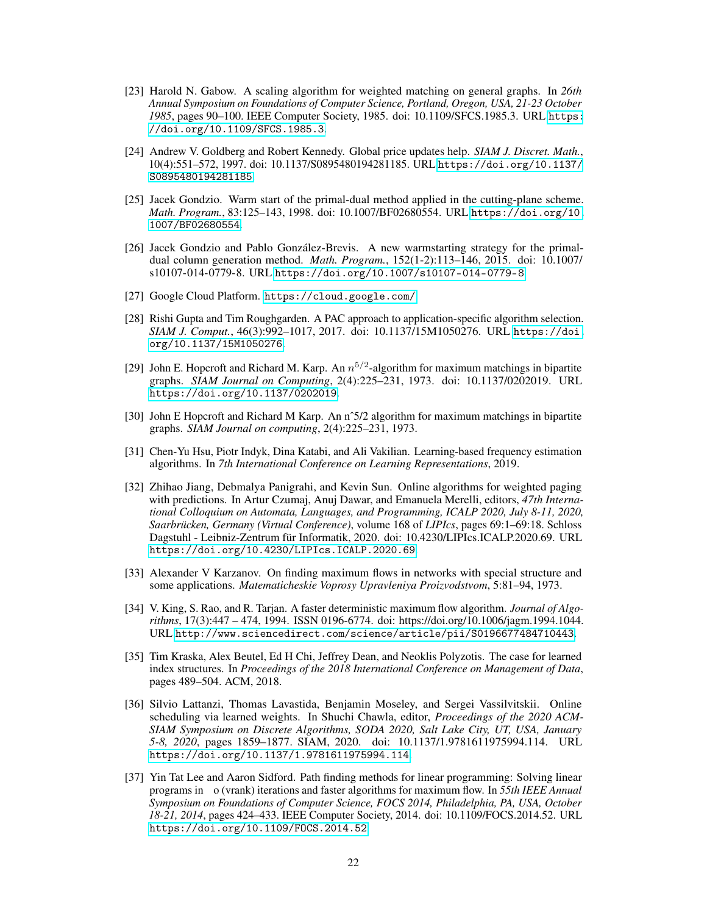[23] Harold N. Gabow. A scaling algorithm for weighted matching on general graphs. In *26th Annual Symposium on Foundations of Computer Science, Portland, Oregon, USA, 21-23 October 1985*, pages 90–100. IEEE Computer Society, 1985. doi: 10.1109/SFCS.1985.3. URL https://doi.org/10.1109/SFCS.1985.3.

[24] Andrew V. Goldberg and Robert Kennedy. Global price updates help. *SIAM J. Discret. Math.*, 10(4):551–572, 1997. doi: 10.1137/S0895480194281185. URL https://doi.org/10.1137/S0895480194281185.

[25] Jacek Gondzio. Warm start of the primal-dual method applied in the cutting-plane scheme. *Math. Program.*, 83:125–143, 1998. doi: 10.1007/BF02680554. URL https://doi.org/10.1007/BF02680554.

[26] Jacek Gondzio and Pablo González-Brevis. A new warmstarting strategy for the primal-dual column generation method. *Math. Program.*, 152(1-2):113–146, 2015. doi: 10.1007/s10107-014-0779-8. URL https://doi.org/10.1007/s10107-014-0779-8.

[27] Google Cloud Platform. https://cloud.google.com/.

[28] Rishi Gupta and Tim Roughgarden. A PAC approach to application-specific algorithm selection. *SIAM J. Comput.*, 46(3):992–1017, 2017. doi: 10.1137/15M1050276. URL https://doi.org/10.1137/15M1050276.

[29] John E. Hopcroft and Richard M. Karp. An $n^{5/2}$-algorithm for maximum matchings in bipartite graphs. *SIAM Journal on Computing*, 2(4):225–231, 1973. doi: 10.1137/0202019. URL https://doi.org/10.1137/0202019.

[30] John E Hopcroft and Richard M Karp. An nˆ5/2 algorithm for maximum matchings in bipartite graphs. *SIAM Journal on computing*, 2(4):225–231, 1973.

[31] Chen-Yu Hsu, Piotr Indyk, Dina Katabi, and Ali Vakilian. Learning-based frequency estimation algorithms. In *7th International Conference on Learning Representations*, 2019.

[32] Zhihao Jiang, Debmalya Panigrahi, and Kevin Sun. Online algorithms for weighted paging with predictions. In Artur Czumaj, Anuj Dawar, and Emanuela Merelli, editors, *47th International Colloquium on Automata, Languages, and Programming, ICALP 2020, July 8-11, 2020, Saarbrücken, Germany (Virtual Conference)*, volume 168 of *LIPIcs*, pages 69:1–69:18. Schloss Dagstuhl - Leibniz-Zentrum für Informatik, 2020. doi: 10.4230/LIPIcs.ICALP.2020.69. URL https://doi.org/10.4230/LIPIcs.ICALP.2020.69.

[33] Alexander V Karzanov. On finding maximum flows in networks with special structure and some applications. *Matematicheskie Voprosy Upravleniya Proizvodstvom*, 5:81–94, 1973.

[34] V. King, S. Rao, and R. Tarjan. A faster deterministic maximum flow algorithm. *Journal of Algorithms*, 17(3):447 – 474, 1994. ISSN 0196-6774. doi: https://doi.org/10.1006/jagm.1994.1044. URL http://www.sciencedirect.com/science/article/pii/S0196677484710443.

[35] Tim Kraska, Alex Beutel, Ed H Chi, Jeffrey Dean, and Neoklis Polyzotis. The case for learned index structures. In *Proceedings of the 2018 International Conference on Management of Data*, pages 489–504. ACM, 2018.

[36] Silvio Lattanzi, Thomas Lavastida, Benjamin Moseley, and Sergei Vassilvitskii. Online scheduling via learned weights. In Shuchi Chawla, editor, *Proceedings of the 2020 ACM-SIAM Symposium on Discrete Algorithms, SODA 2020, Salt Lake City, UT, USA, January 5-8, 2020*, pages 1859–1877. SIAM, 2020. doi: 10.1137/1.9781611975994.114. URL https://doi.org/10.1137/1.9781611975994.114.

[37] Yin Tat Lee and Aaron Sidford. Path finding methods for linear programming: Solving linear programs in o (vrank) iterations and faster algorithms for maximum flow. In *55th IEEE Annual Symposium on Foundations of Computer Science, FOCS 2014, Philadelphia, PA, USA, October 18-21, 2014*, pages 424–433. IEEE Computer Society, 2014. doi: 10.1109/FOCS.2014.52. URL https://doi.org/10.1109/FOCS.2014.52.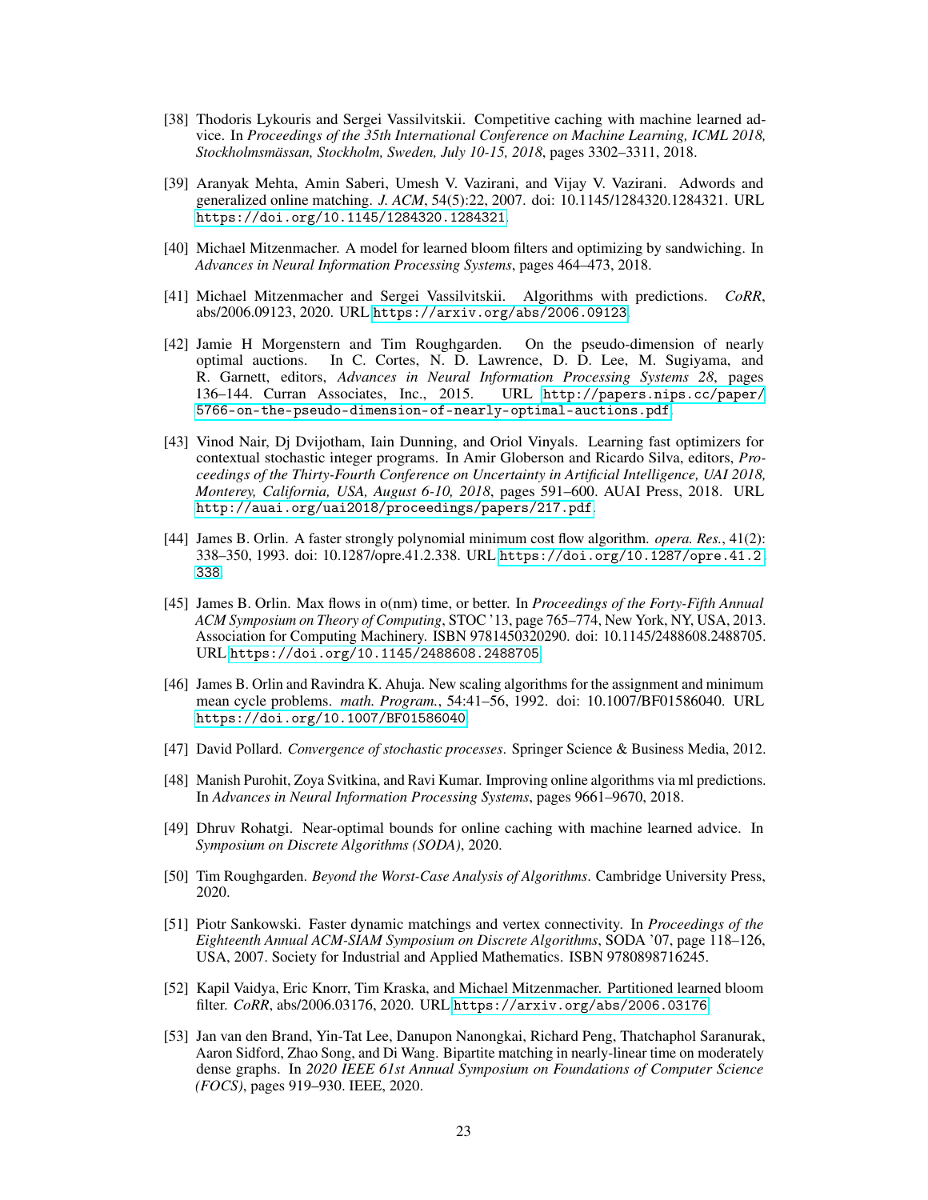[38] Thodoris Lykouris and Sergei Vassilvitskii. Competitive caching with machine learned advice. In *Proceedings of the 35th International Conference on Machine Learning, ICML 2018, Stockholmsmässan, Stockholm, Sweden, July 10-15, 2018*, pages 3302–3311, 2018.

[39] Aranyak Mehta, Amin Saberi, Umesh V. Vazirani, and Vijay V. Vazirani. Adwords and generalized online matching. *J. ACM*, 54(5):22, 2007. doi: 10.1145/1284320.1284321. URL `https://doi.org/10.1145/1284320.1284321`.

[40] Michael Mitzenmacher. A model for learned bloom filters and optimizing by sandwiching. In *Advances in Neural Information Processing Systems*, pages 464–473, 2018.

[41] Michael Mitzenmacher and Sergei Vassilvitskii. Algorithms with predictions. *CoRR*, abs/2006.09123, 2020. URL `https://arxiv.org/abs/2006.09123`.

[42] Jamie H Morgenstern and Tim Roughgarden. On the pseudo-dimension of nearly optimal auctions. In C. Cortes, N. D. Lawrence, D. D. Lee, M. Sugiyama, and R. Garnett, editors, *Advances in Neural Information Processing Systems 28*, pages 136–144. Curran Associates, Inc., 2015. URL `http://papers.nips.cc/paper/5766-on-the-pseudo-dimension-of-nearly-optimal-auctions.pdf`.

[43] Vinod Nair, Dj Dvijotham, Iain Dunning, and Oriol Vinyals. Learning fast optimizers for contextual stochastic integer programs. In Amir Globerson and Ricardo Silva, editors, *Proceedings of the Thirty-Fourth Conference on Uncertainty in Artificial Intelligence, UAI 2018, Monterey, California, USA, August 6-10, 2018*, pages 591–600. AUAI Press, 2018. URL `http://auai.org/uai2018/proceedings/papers/217.pdf`.

[44] James B. Orlin. A faster strongly polynomial minimum cost flow algorithm. *opera. Res.*, 41(2): 338–350, 1993. doi: 10.1287/opre.41.2.338. URL `https://doi.org/10.1287/opre.41.2.338`.

[45] James B. Orlin. Max flows in o(nm) time, or better. In *Proceedings of the Forty-Fifth Annual ACM Symposium on Theory of Computing*, STOC '13, page 765–774, New York, NY, USA, 2013. Association for Computing Machinery. ISBN 9781450320290. doi: 10.1145/2488608.2488705. URL `https://doi.org/10.1145/2488608.2488705`.

[46] James B. Orlin and Ravindra K. Ahuja. New scaling algorithms for the assignment and minimum mean cycle problems. *math. Program.*, 54:41–56, 1992. doi: 10.1007/BF01586040. URL `https://doi.org/10.1007/BF01586040`.

[47] David Pollard. *Convergence of stochastic processes*. Springer Science & Business Media, 2012.

[48] Manish Purohit, Zoya Svitkina, and Ravi Kumar. Improving online algorithms via ml predictions. In *Advances in Neural Information Processing Systems*, pages 9661–9670, 2018.

[49] Dhruv Rohatgi. Near-optimal bounds for online caching with machine learned advice. In *Symposium on Discrete Algorithms (SODA)*, 2020.

[50] Tim Roughgarden. *Beyond the Worst-Case Analysis of Algorithms*. Cambridge University Press, 2020.

[51] Piotr Sankowski. Faster dynamic matchings and vertex connectivity. In *Proceedings of the Eighteenth Annual ACM-SIAM Symposium on Discrete Algorithms*, SODA '07, page 118–126, USA, 2007. Society for Industrial and Applied Mathematics. ISBN 9780898716245.

[52] Kapil Vaidya, Eric Knorr, Tim Kraska, and Michael Mitzenmacher. Partitioned learned bloom filter. *CoRR*, abs/2006.03176, 2020. URL `https://arxiv.org/abs/2006.03176`.

[53] Jan van den Brand, Yin-Tat Lee, Danupon Nanongkai, Richard Peng, Thatchaphol Saranurak, Aaron Sidford, Zhao Song, and Di Wang. Bipartite matching in nearly-linear time on moderately dense graphs. In *2020 IEEE 61st Annual Symposium on Foundations of Computer Science (FOCS)*, pages 919–930. IEEE, 2020.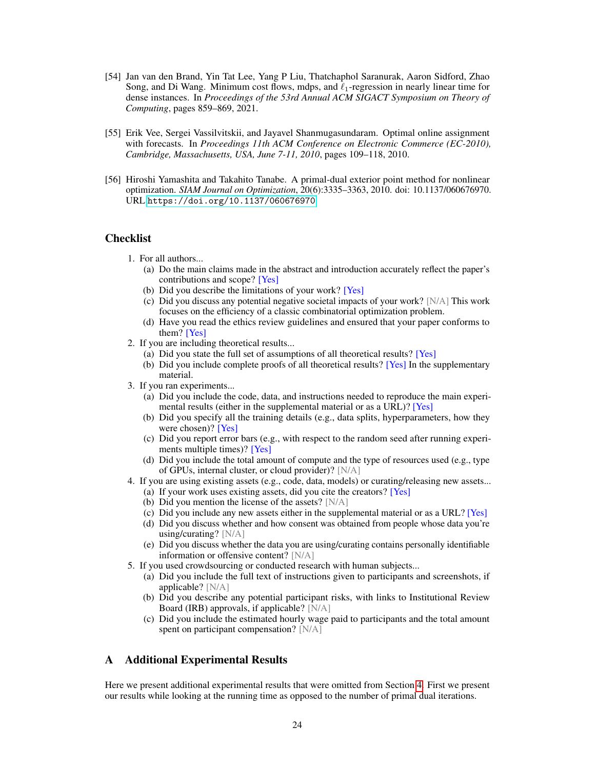[54] Jan van den Brand, Yin Tat Lee, Yang P Liu, Thatchaphol Saranurak, Aaron Sidford, Zhao Song, and Di Wang. Minimum cost flows, mdps, and $\ell_1$-regression in nearly linear time for dense instances. In *Proceedings of the 53rd Annual ACM SIGACT Symposium on Theory of Computing*, pages 859–869, 2021.

[55] Erik Vee, Sergei Vassilvitskii, and Jayavel Shanmugasundaram. Optimal online assignment with forecasts. In *Proceedings 11th ACM Conference on Electronic Commerce (EC-2010), Cambridge, Massachusetts, USA, June 7-11, 2010*, pages 109–118, 2010.

[56] Hiroshi Yamashita and Takahito Tanabe. A primal-dual exterior point method for nonlinear optimization. *SIAM Journal on Optimization*, 20(6):3335–3363, 2010. doi: 10.1137/060676970. URL https://doi.org/10.1137/060676970.

## Checklist

1. For all authors...
   (a) Do the main claims made in the abstract and introduction accurately reflect the paper's contributions and scope? [Yes]
   (b) Did you describe the limitations of your work? [Yes]
   (c) Did you discuss any potential negative societal impacts of your work? [N/A] This work focuses on the efficiency of a classic combinatorial optimization problem.
   (d) Have you read the ethics review guidelines and ensured that your paper conforms to them? [Yes]
2. If you are including theoretical results...
   (a) Did you state the full set of assumptions of all theoretical results? [Yes]
   (b) Did you include complete proofs of all theoretical results? [Yes] In the supplementary material.
3. If you ran experiments...
   (a) Did you include the code, data, and instructions needed to reproduce the main experimental results (either in the supplemental material or as a URL)? [Yes]
   (b) Did you specify all the training details (e.g., data splits, hyperparameters, how they were chosen)? [Yes]
   (c) Did you report error bars (e.g., with respect to the random seed after running experiments multiple times)? [Yes]
   (d) Did you include the total amount of compute and the type of resources used (e.g., type of GPUs, internal cluster, or cloud provider)? [N/A]
4. If you are using existing assets (e.g., code, data, models) or curating/releasing new assets...
   (a) If your work uses existing assets, did you cite the creators? [Yes]
   (b) Did you mention the license of the assets? [N/A]
   (c) Did you include any new assets either in the supplemental material or as a URL? [Yes]
   (d) Did you discuss whether and how consent was obtained from people whose data you're using/curating? [N/A]
   (e) Did you discuss whether the data you are using/curating contains personally identifiable information or offensive content? [N/A]
5. If you used crowdsourcing or conducted research with human subjects...
   (a) Did you include the full text of instructions given to participants and screenshots, if applicable? [N/A]
   (b) Did you describe any potential participant risks, with links to Institutional Review Board (IRB) approvals, if applicable? [N/A]
   (c) Did you include the estimated hourly wage paid to participants and the total amount spent on participant compensation? [N/A]

## A Additional Experimental Results

Here we present additional experimental results that were omitted from Section 4. First we present our results while looking at the running time as opposed to the number of primal dual iterations.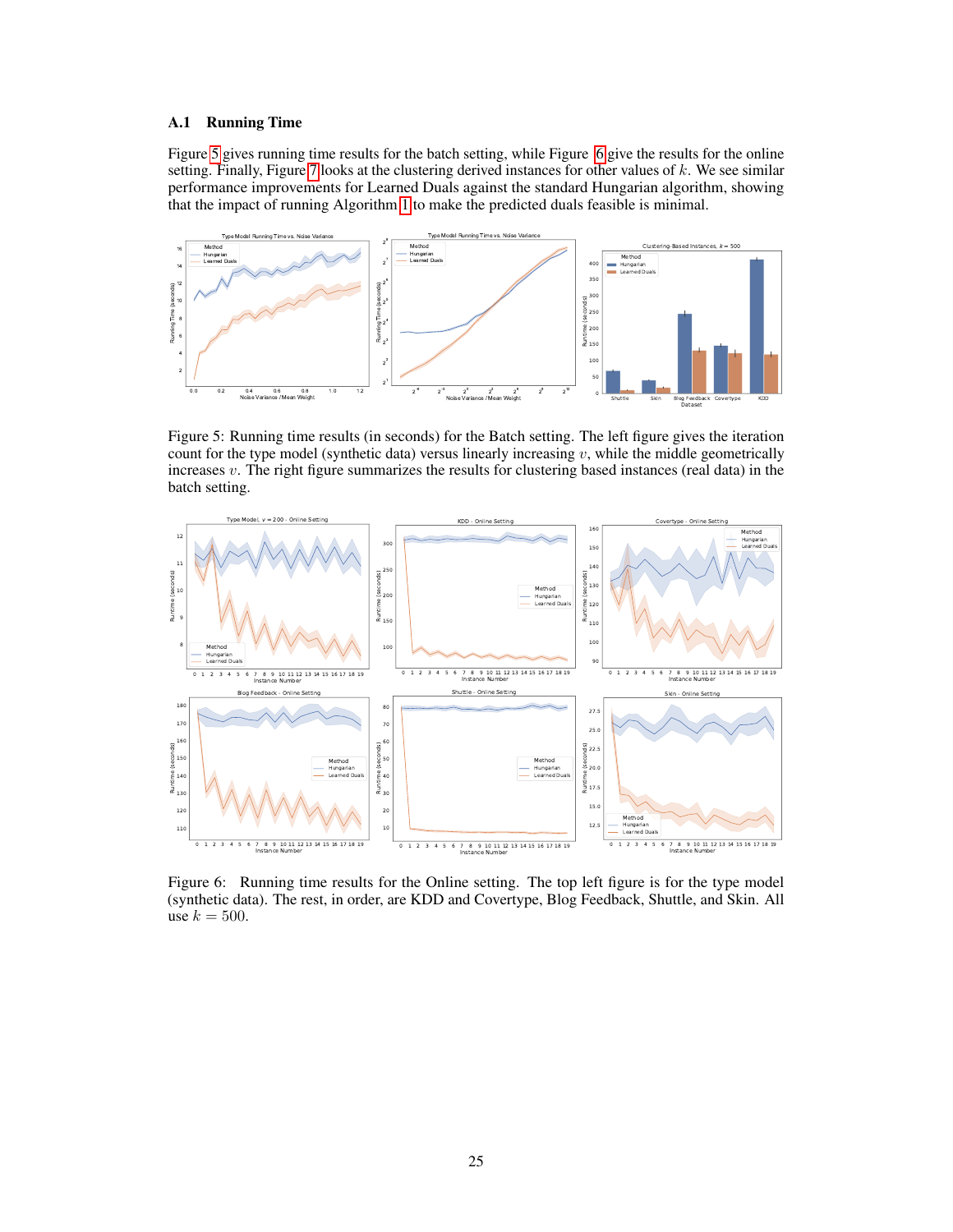### A.1 Running Time

Figure 5 gives running time results for the batch setting, while Figure 6 give the results for the online setting. Finally, Figure 7 looks at the clustering derived instances for other values of $k$. We see similar performance improvements for Learned Duals against the standard Hungarian algorithm, showing that the impact of running Algorithm 1 to make the predicted duals feasible is minimal.

Figure 5: Running time results (in seconds) for the Batch setting. The left figure gives the iteration count for the type model (synthetic data) versus linearly increasing $v$, while the middle geometrically increases $v$. The right figure summarizes the results for clustering based instances (real data) in the batch setting.

Figure 6: Running time results for the Online setting. The top left figure is for the type model (synthetic data). The rest, in order, are KDD and Covertype, Blog Feedback, Shuttle, and Skin. All use $k = 500$.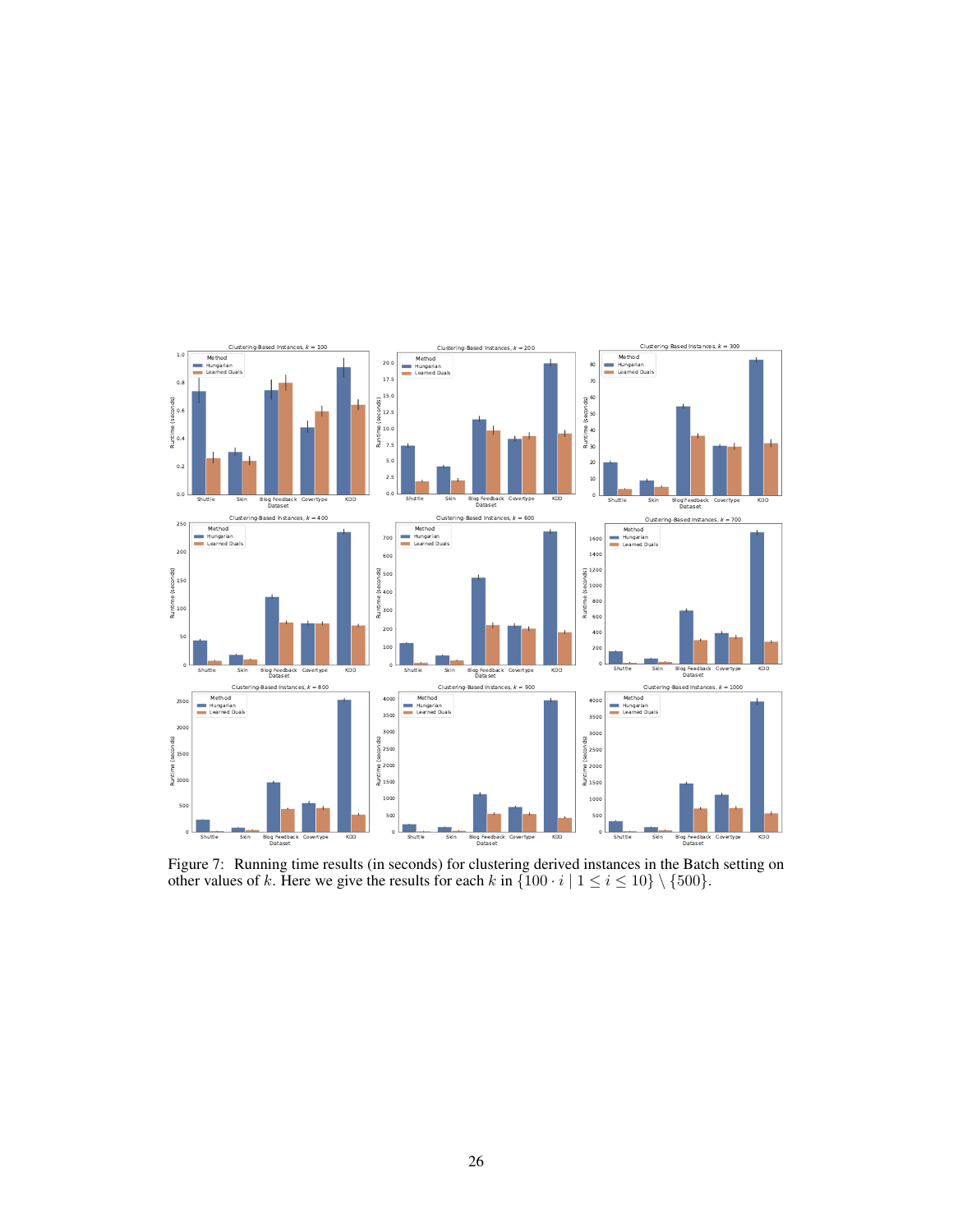Clustering-Based Instances, $k$ = 100

Method
Hungarian
Learned Duals

Runtime (seconds)

1.0
0.8
0.6
0.4
0.2
0.0

Shuttle
Skin
Blog Feedback
Covertype
KDD
Dataset

Clustering-Based Instances, $k$ = 200

Method
Hungarian
Learned Duals

Runtime (seconds)

20.0
17.5
15.0
12.5
10.0
7.5
5.0
2.5
0.0

Shuttle
Skin
Blog Feedback
Covertype
KDD
Dataset

Clustering-Based Instances, $k$ = 300

Method
Hungarian
Learned Duals

Runtime (seconds)

80
70
60
50
40
30
20
10
0

Shuttle
Skin
Blog Feedback
Covertype
KDD
Dataset

Clustering-Based Instances, $k$ = 400

Method
Hungarian
Learned Duals

Runtime (seconds)

250
200
150
100
50
0

Shuttle
Skin
Blog Feedback
Covertype
KDD
Dataset

Clustering-Based Instances, $k$ = 600

Method
Hungarian
Learned Duals

Runtime (seconds)

700
600
500
400
300
200
100
0

Shuttle
Skin
Blog Feedback
Covertype
KDD
Dataset

Clustering-Based Instances, $k$ = 700

Method
Hungarian
Learned Duals

Runtime (seconds)

1600
1400
1200
1000
800
600
400
200
0

Shuttle
Skin
Blog Feedback
Covertype
KDD
Dataset

Clustering-Based Instances, $k$ = 800

Method
Hungarian
Learned Duals

Runtime (seconds)

2500
2000
1500
1000
500
0

Shuttle
Skin
Blog Feedback
Covertype
KDD
Dataset

Clustering-Based Instances, $k$ = 900

Method
Hungarian
Learned Duals

Runtime (seconds)

4000
3500
3000
2500
2000
1500
1000
500
0

Shuttle
Skin
Blog Feedback
Covertype
KDD
Dataset

Clustering-Based Instances, $k$ = 1000

Method
Hungarian
Learned Duals

Runtime (seconds)

4000
3500
3000
2500
2000
1500
1000
500
0

Shuttle
Skin
Blog Feedback
Covertype
KDD
Dataset

Figure 7: Running time results (in seconds) for clustering derived instances in the Batch setting on other values of $k$. Here we give the results for each $k$ in $\{100 \cdot i \mid 1 \leq i \leq 10\} \setminus \{500\}$.